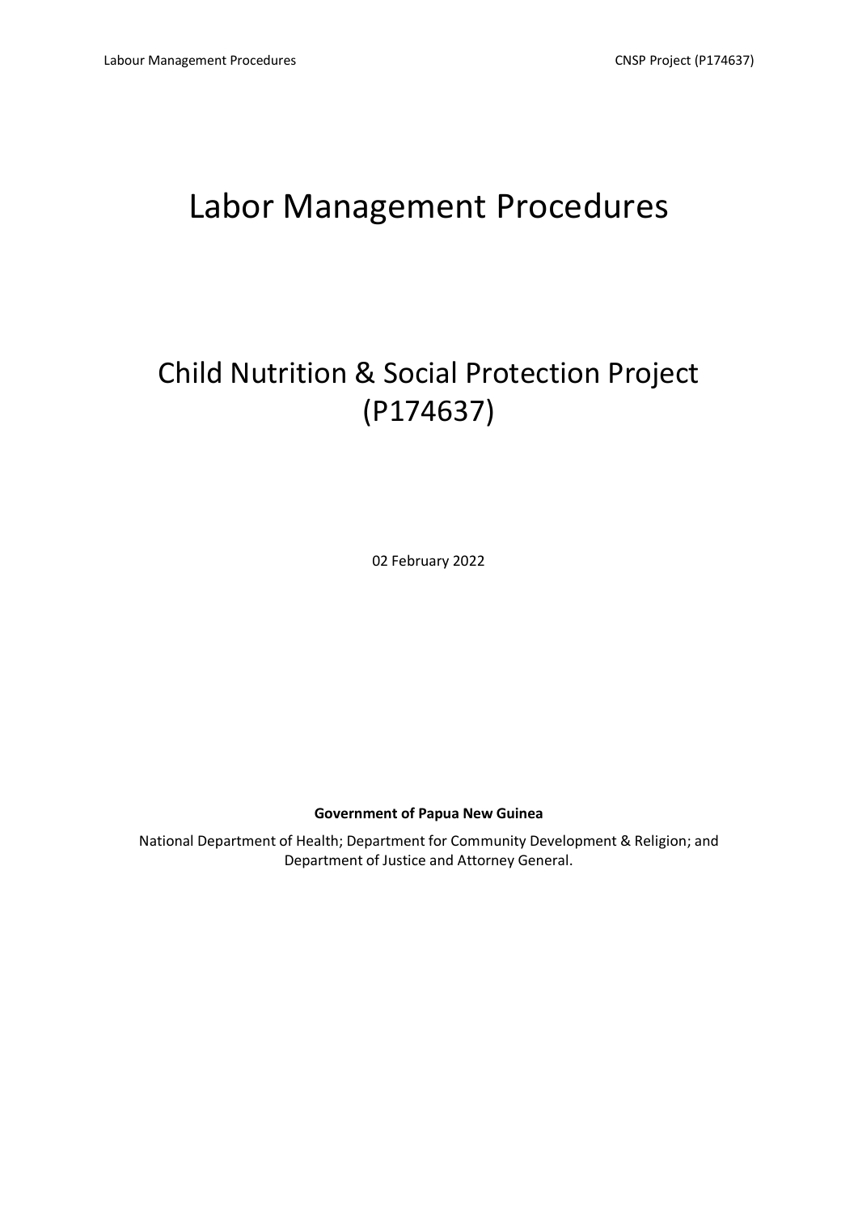# Labor Management Procedures

## Child Nutrition & Social Protection Project (P174637)

02 February 2022

**Government of Papua New Guinea**

National Department of Health; Department for Community Development & Religion; and Department of Justice and Attorney General.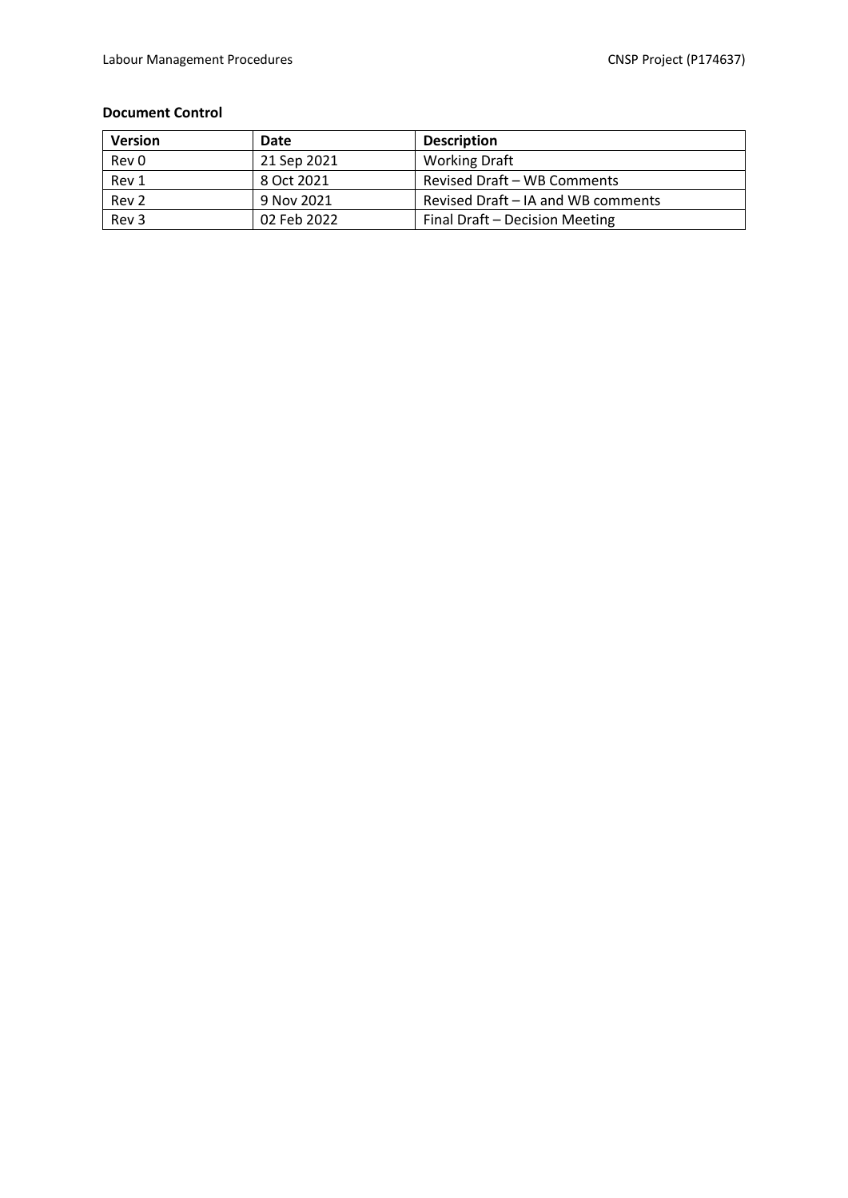**Document Control**

| Version | Date | Description |
| --- | --- | --- |
| Rev 0 | 21 Sep 2021 | Working Draft |
| Rev 1 | 8 Oct 2021 | Revised Draft – WB Comments |
| Rev 2 | 9 Nov 2021 | Revised Draft – IA and WB comments |
| Rev 3 | 02 Feb 2022 | Final Draft – Decision Meeting |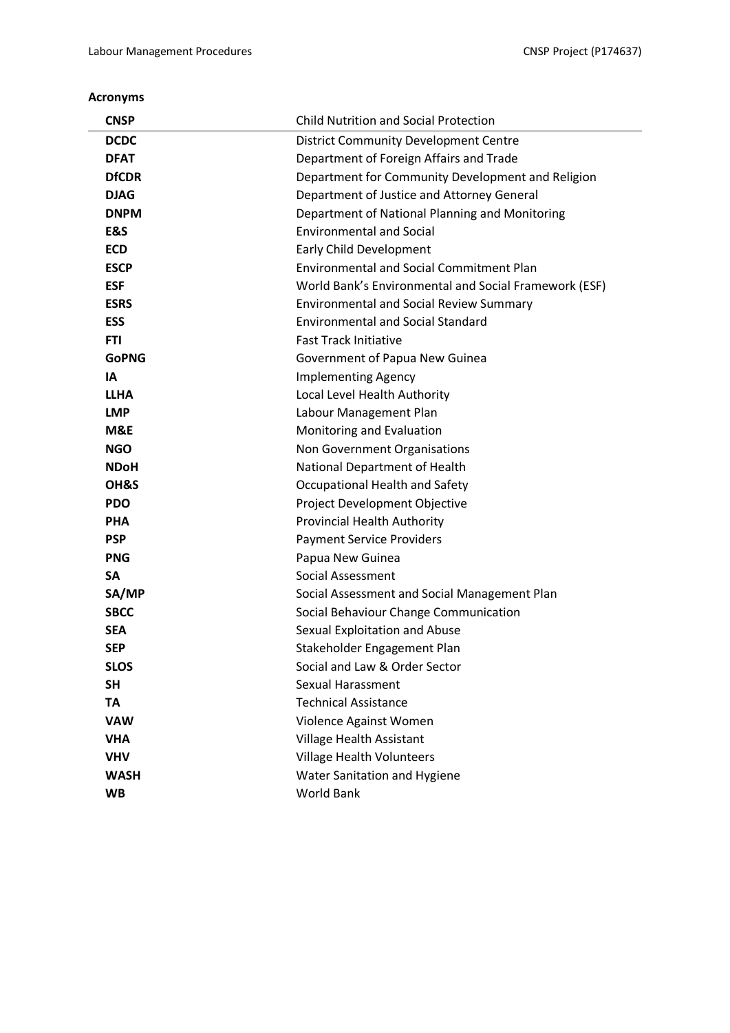**Acronyms**

| | |
|---|---|
| **CNSP** | Child Nutrition and Social Protection |
| **DCDC** | District Community Development Centre |
| **DFAT** | Department of Foreign Affairs and Trade |
| **DfCDR** | Department for Community Development and Religion |
| **DJAG** | Department of Justice and Attorney General |
| **DNPM** | Department of National Planning and Monitoring |
| **E&S** | Environmental and Social |
| **ECD** | Early Child Development |
| **ESCP** | Environmental and Social Commitment Plan |
| **ESF** | World Bank's Environmental and Social Framework (ESF) |
| **ESRS** | Environmental and Social Review Summary |
| **ESS** | Environmental and Social Standard |
| **FTI** | Fast Track Initiative |
| **GoPNG** | Government of Papua New Guinea |
| **IA** | Implementing Agency |
| **LLHA** | Local Level Health Authority |
| **LMP** | Labour Management Plan |
| **M&E** | Monitoring and Evaluation |
| **NGO** | Non Government Organisations |
| **NDoH** | National Department of Health |
| **OH&S** | Occupational Health and Safety |
| **PDO** | Project Development Objective |
| **PHA** | Provincial Health Authority |
| **PSP** | Payment Service Providers |
| **PNG** | Papua New Guinea |
| **SA** | Social Assessment |
| **SA/MP** | Social Assessment and Social Management Plan |
| **SBCC** | Social Behaviour Change Communication |
| **SEA** | Sexual Exploitation and Abuse |
| **SEP** | Stakeholder Engagement Plan |
| **SLOS** | Social and Law & Order Sector |
| **SH** | Sexual Harassment |
| **TA** | Technical Assistance |
| **VAW** | Violence Against Women |
| **VHA** | Village Health Assistant |
| **VHV** | Village Health Volunteers |
| **WASH** | Water Sanitation and Hygiene |
| **WB** | World Bank |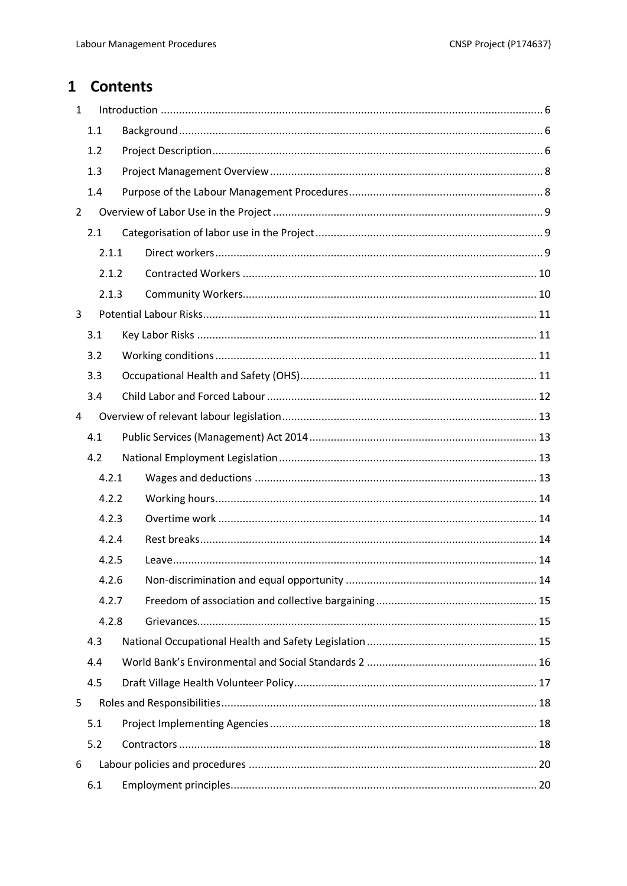# 1 Contents

1 Introduction ........................................................................................................ 6

1.1 Background ........................................................................................................ 6

1.2 Project Description ........................................................................................................ 6

1.3 Project Management Overview ........................................................................................................ 8

1.4 Purpose of the Labour Management Procedures ........................................................................................................ 8

2 Overview of Labor Use in the Project ........................................................................................................ 9

2.1 Categorisation of labor use in the Project ........................................................................................................ 9

2.1.1 Direct workers ........................................................................................................ 9

2.1.2 Contracted Workers ........................................................................................................ 10

2.1.3 Community Workers ........................................................................................................ 10

3 Potential Labour Risks ........................................................................................................ 11

3.1 Key Labor Risks ........................................................................................................ 11

3.2 Working conditions ........................................................................................................ 11

3.3 Occupational Health and Safety (OHS) ........................................................................................................ 11

3.4 Child Labor and Forced Labour ........................................................................................................ 12

4 Overview of relevant labour legislation ........................................................................................................ 13

4.1 Public Services (Management) Act 2014 ........................................................................................................ 13

4.2 National Employment Legislation ........................................................................................................ 13

4.2.1 Wages and deductions ........................................................................................................ 13

4.2.2 Working hours ........................................................................................................ 14

4.2.3 Overtime work ........................................................................................................ 14

4.2.4 Rest breaks ........................................................................................................ 14

4.2.5 Leave ........................................................................................................ 14

4.2.6 Non-discrimination and equal opportunity ........................................................................................................ 14

4.2.7 Freedom of association and collective bargaining ........................................................................................................ 15

4.2.8 Grievances ........................................................................................................ 15

4.3 National Occupational Health and Safety Legislation ........................................................................................................ 15

4.4 World Bank's Environmental and Social Standards 2 ........................................................................................................ 16

4.5 Draft Village Health Volunteer Policy ........................................................................................................ 17

5 Roles and Responsibilities ........................................................................................................ 18

5.1 Project Implementing Agencies ........................................................................................................ 18

5.2 Contractors ........................................................................................................ 18

6 Labour policies and procedures ........................................................................................................ 20

6.1 Employment principles ........................................................................................................ 20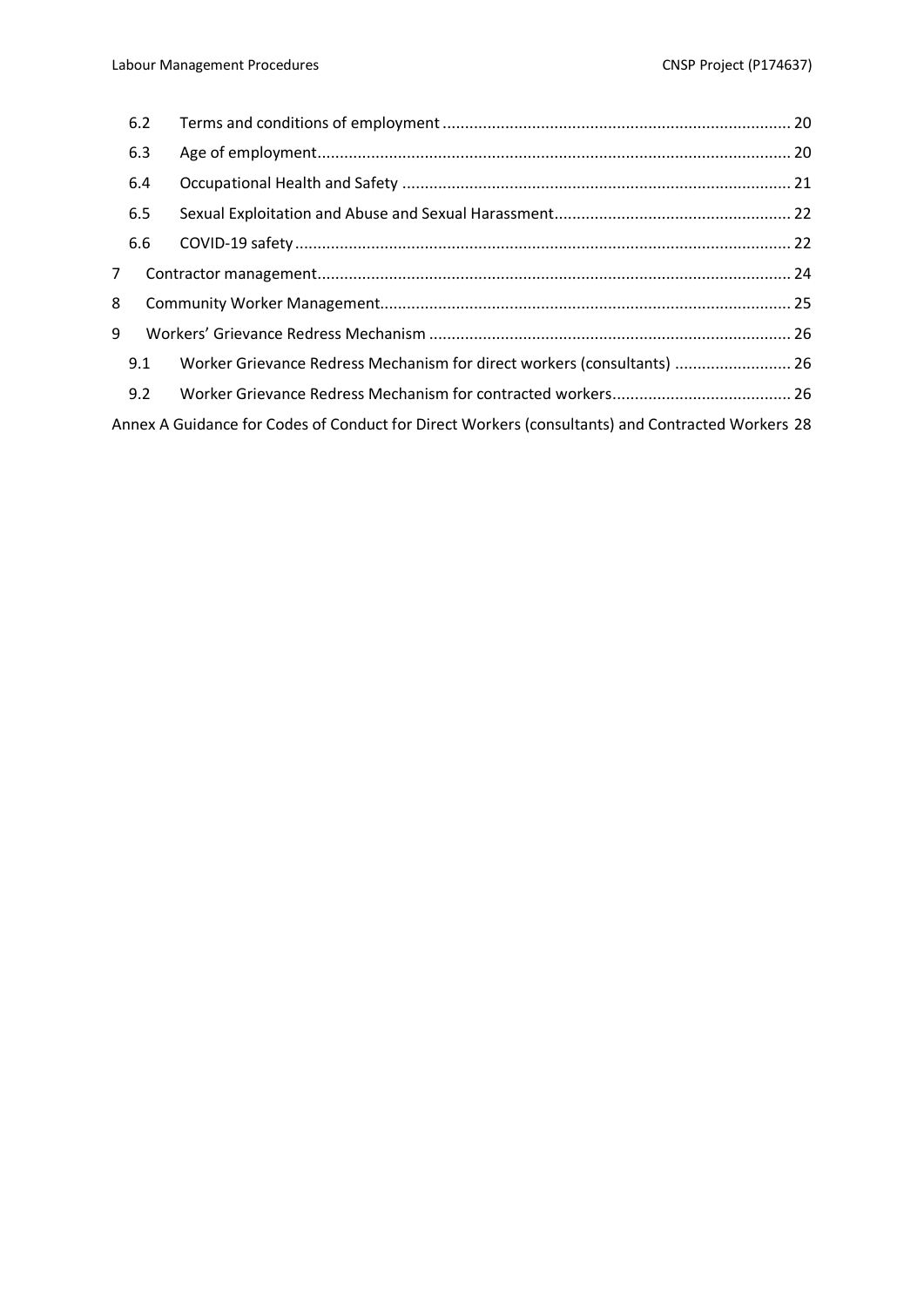6.2 Terms and conditions of employment ........................................................................... 20

6.3 Age of employment........................................................................................................ 20

6.4 Occupational Health and Safety ..................................................................................... 21

6.5 Sexual Exploitation and Abuse and Sexual Harassment.................................................... 22

6.6 COVID-19 safety ............................................................................................................ 22

7 Contractor management........................................................................................................ 24

8 Community Worker Management.......................................................................................... 25

9 Workers' Grievance Redress Mechanism ................................................................................ 26

9.1 Worker Grievance Redress Mechanism for direct workers (consultants) .......................... 26

9.2 Worker Grievance Redress Mechanism for contracted workers........................................ 26

Annex A Guidance for Codes of Conduct for Direct Workers (consultants) and Contracted Workers 28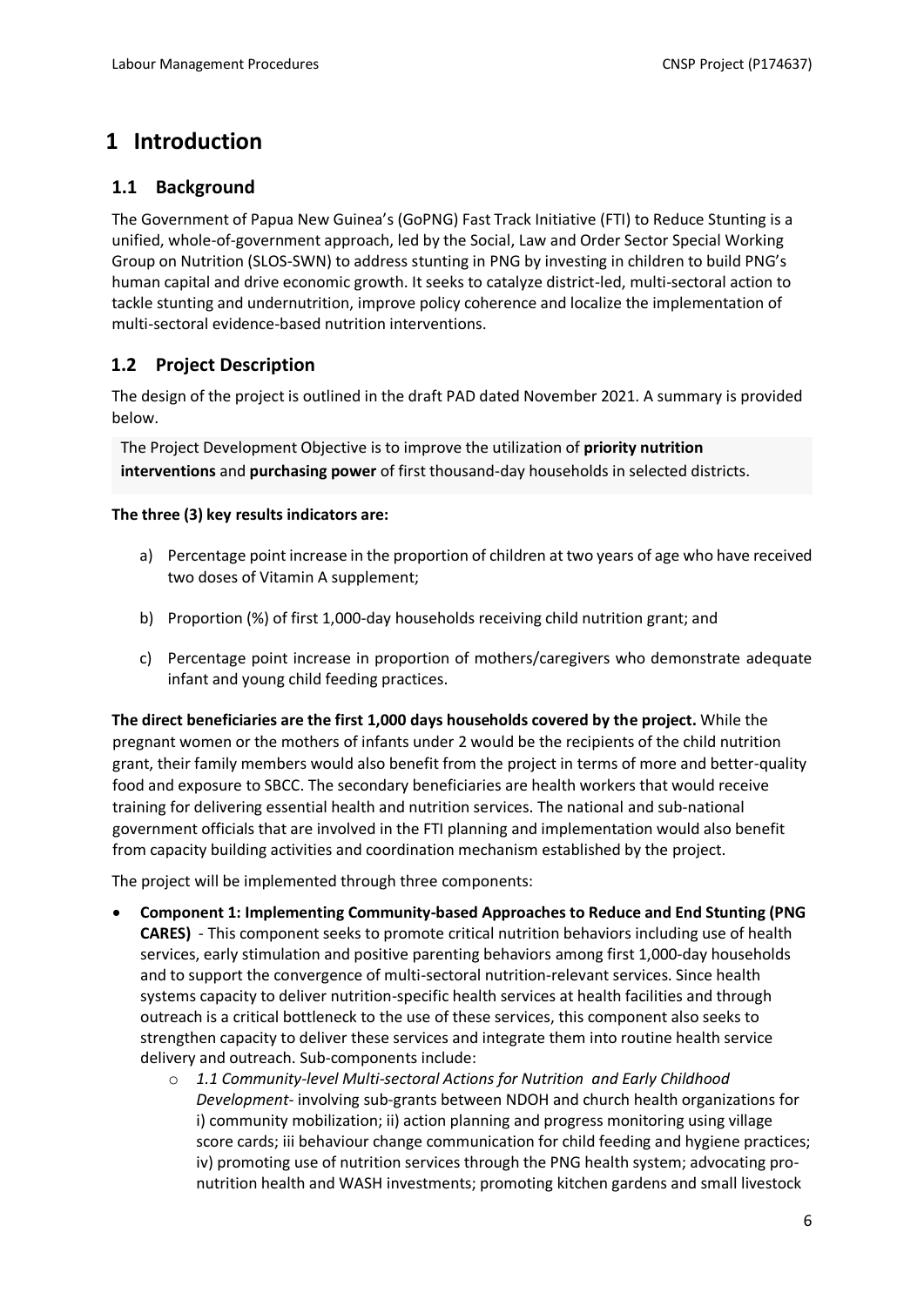# 1 Introduction

## 1.1 Background

The Government of Papua New Guinea's (GoPNG) Fast Track Initiative (FTI) to Reduce Stunting is a unified, whole-of-government approach, led by the Social, Law and Order Sector Special Working Group on Nutrition (SLOS-SWN) to address stunting in PNG by investing in children to build PNG's human capital and drive economic growth. It seeks to catalyze district-led, multi-sectoral action to tackle stunting and undernutrition, improve policy coherence and localize the implementation of multi-sectoral evidence-based nutrition interventions.

## 1.2 Project Description

The design of the project is outlined in the draft PAD dated November 2021. A summary is provided below.

The Project Development Objective is to improve the utilization of **priority nutrition interventions** and **purchasing power** of first thousand-day households in selected districts.

**The three (3) key results indicators are:**

a) Percentage point increase in the proportion of children at two years of age who have received two doses of Vitamin A supplement;

b) Proportion (%) of first 1,000-day households receiving child nutrition grant; and

c) Percentage point increase in proportion of mothers/caregivers who demonstrate adequate infant and young child feeding practices.

**The direct beneficiaries are the first 1,000 days households covered by the project.** While the pregnant women or the mothers of infants under 2 would be the recipients of the child nutrition grant, their family members would also benefit from the project in terms of more and better-quality food and exposure to SBCC. The secondary beneficiaries are health workers that would receive training for delivering essential health and nutrition services. The national and sub-national government officials that are involved in the FTI planning and implementation would also benefit from capacity building activities and coordination mechanism established by the project.

The project will be implemented through three components:

- **Component 1: Implementing Community-based Approaches to Reduce and End Stunting (PNG CARES)** - This component seeks to promote critical nutrition behaviors including use of health services, early stimulation and positive parenting behaviors among first 1,000-day households and to support the convergence of multi-sectoral nutrition-relevant services. Since health systems capacity to deliver nutrition-specific health services at health facilities and through outreach is a critical bottleneck to the use of these services, this component also seeks to strengthen capacity to deliver these services and integrate them into routine health service delivery and outreach. Sub-components include:
  - *1.1 Community-level Multi-sectoral Actions for Nutrition and Early Childhood Development*- involving sub-grants between NDOH and church health organizations for i) community mobilization; ii) action planning and progress monitoring using village score cards; iii behaviour change communication for child feeding and hygiene practices; iv) promoting use of nutrition services through the PNG health system; advocating pro-nutrition health and WASH investments; promoting kitchen gardens and small livestock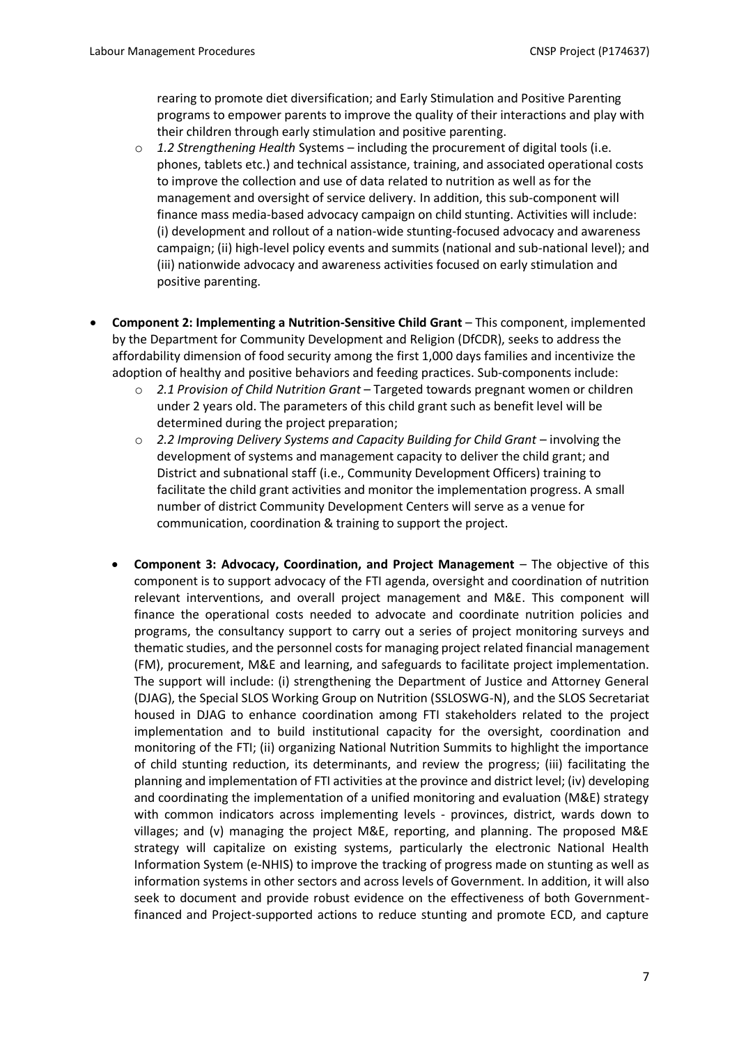rearing to promote diet diversification; and Early Stimulation and Positive Parenting programs to empower parents to improve the quality of their interactions and play with their children through early stimulation and positive parenting.

  - *1.2 Strengthening Health* Systems – including the procurement of digital tools (i.e. phones, tablets etc.) and technical assistance, training, and associated operational costs to improve the collection and use of data related to nutrition as well as for the management and oversight of service delivery. In addition, this sub-component will finance mass media-based advocacy campaign on child stunting. Activities will include: (i) development and rollout of a nation-wide stunting-focused advocacy and awareness campaign; (ii) high-level policy events and summits (national and sub-national level); and (iii) nationwide advocacy and awareness activities focused on early stimulation and positive parenting.

- **Component 2: Implementing a Nutrition-Sensitive Child Grant** – This component, implemented by the Department for Community Development and Religion (DfCDR), seeks to address the affordability dimension of food security among the first 1,000 days families and incentivize the adoption of healthy and positive behaviors and feeding practices. Sub-components include:
  - *2.1 Provision of Child Nutrition Grant* – Targeted towards pregnant women or children under 2 years old. The parameters of this child grant such as benefit level will be determined during the project preparation;
  - *2.2 Improving Delivery Systems and Capacity Building for Child Grant* – involving the development of systems and management capacity to deliver the child grant; and District and subnational staff (i.e., Community Development Officers) training to facilitate the child grant activities and monitor the implementation progress. A small number of district Community Development Centers will serve as a venue for communication, coordination & training to support the project.

- **Component 3: Advocacy, Coordination, and Project Management** – The objective of this component is to support advocacy of the FTI agenda, oversight and coordination of nutrition relevant interventions, and overall project management and M&E. This component will finance the operational costs needed to advocate and coordinate nutrition policies and programs, the consultancy support to carry out a series of project monitoring surveys and thematic studies, and the personnel costs for managing project related financial management (FM), procurement, M&E and learning, and safeguards to facilitate project implementation. The support will include: (i) strengthening the Department of Justice and Attorney General (DJAG), the Special SLOS Working Group on Nutrition (SSLOSWG-N), and the SLOS Secretariat housed in DJAG to enhance coordination among FTI stakeholders related to the project implementation and to build institutional capacity for the oversight, coordination and monitoring of the FTI; (ii) organizing National Nutrition Summits to highlight the importance of child stunting reduction, its determinants, and review the progress; (iii) facilitating the planning and implementation of FTI activities at the province and district level; (iv) developing and coordinating the implementation of a unified monitoring and evaluation (M&E) strategy with common indicators across implementing levels - provinces, district, wards down to villages; and (v) managing the project M&E, reporting, and planning. The proposed M&E strategy will capitalize on existing systems, particularly the electronic National Health Information System (e-NHIS) to improve the tracking of progress made on stunting as well as information systems in other sectors and across levels of Government. In addition, it will also seek to document and provide robust evidence on the effectiveness of both Government-financed and Project-supported actions to reduce stunting and promote ECD, and capture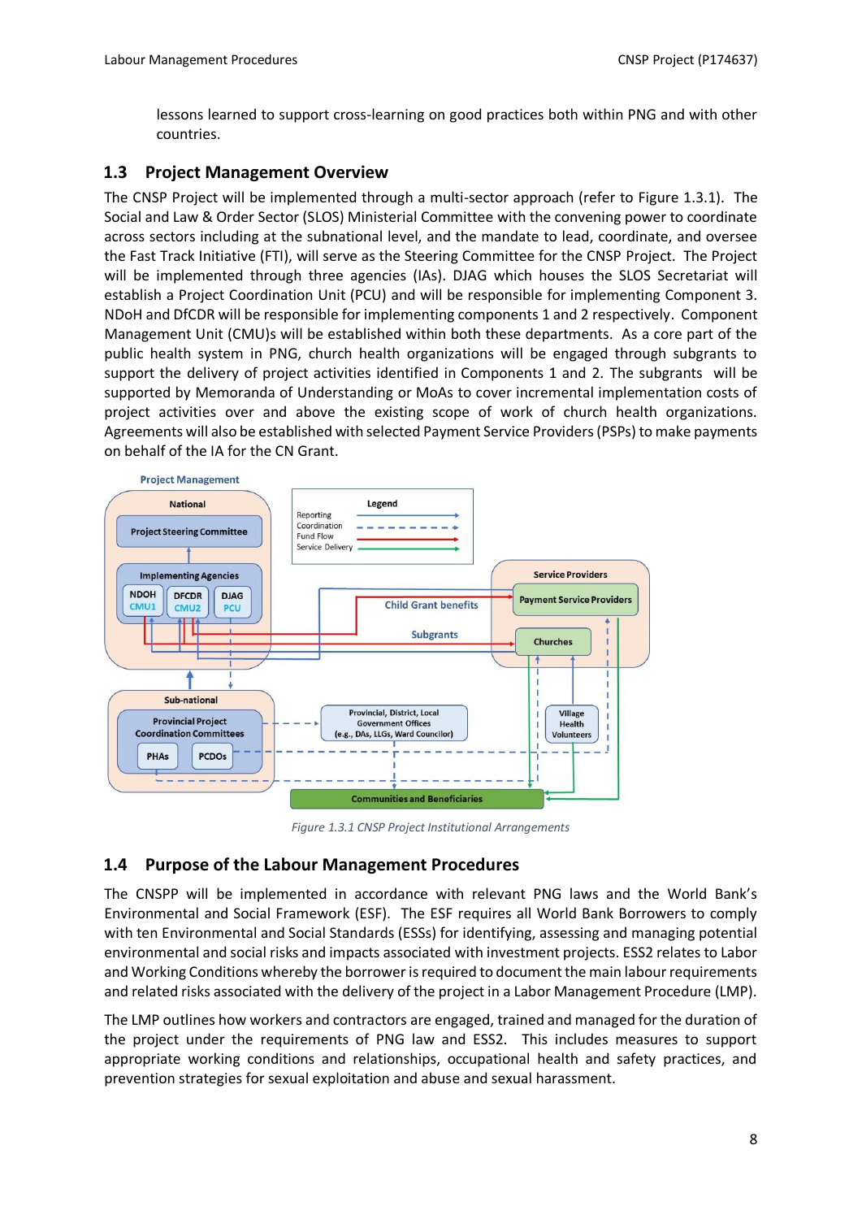lessons learned to support cross-learning on good practices both within PNG and with other countries.

## 1.3 Project Management Overview

The CNSP Project will be implemented through a multi-sector approach (refer to Figure 1.3.1). The Social and Law & Order Sector (SLOS) Ministerial Committee with the convening power to coordinate across sectors including at the subnational level, and the mandate to lead, coordinate, and oversee the Fast Track Initiative (FTI), will serve as the Steering Committee for the CNSP Project. The Project will be implemented through three agencies (IAs). DJAG which houses the SLOS Secretariat will establish a Project Coordination Unit (PCU) and will be responsible for implementing Component 3. NDoH and DfCDR will be responsible for implementing components 1 and 2 respectively. Component Management Unit (CMU)s will be established within both these departments. As a core part of the public health system in PNG, church health organizations will be engaged through subgrants to support the delivery of project activities identified in Components 1 and 2. The subgrants will be supported by Memoranda of Understanding or MoAs to cover incremental implementation costs of project activities over and above the existing scope of work of church health organizations. Agreements will also be established with selected Payment Service Providers (PSPs) to make payments on behalf of the IA for the CN Grant.

Project Management

National

Project Steering Committee

Implementing Agencies

NDOH CMU1

DFCDR CMU2

DJAG PCU

Legend

Reporting

Coordination

Fund Flow

Service Delivery

Service Providers

Payment Service Providers

Child Grant benefits

Subgrants

Churches

Sub-national

Provincial Project Coordination Committees

PHAs

PCDOs

Provincial, District, Local Government Offices (e.g., DAs, LLGs, Ward Councilor)

Village Health Volunteers

Communities and Beneficiaries

*Figure 1.3.1 CNSP Project Institutional Arrangements*

## 1.4 Purpose of the Labour Management Procedures

The CNSPP will be implemented in accordance with relevant PNG laws and the World Bank's Environmental and Social Framework (ESF). The ESF requires all World Bank Borrowers to comply with ten Environmental and Social Standards (ESSs) for identifying, assessing and managing potential environmental and social risks and impacts associated with investment projects. ESS2 relates to Labor and Working Conditions whereby the borrower is required to document the main labour requirements and related risks associated with the delivery of the project in a Labor Management Procedure (LMP).

The LMP outlines how workers and contractors are engaged, trained and managed for the duration of the project under the requirements of PNG law and ESS2. This includes measures to support appropriate working conditions and relationships, occupational health and safety practices, and prevention strategies for sexual exploitation and abuse and sexual harassment.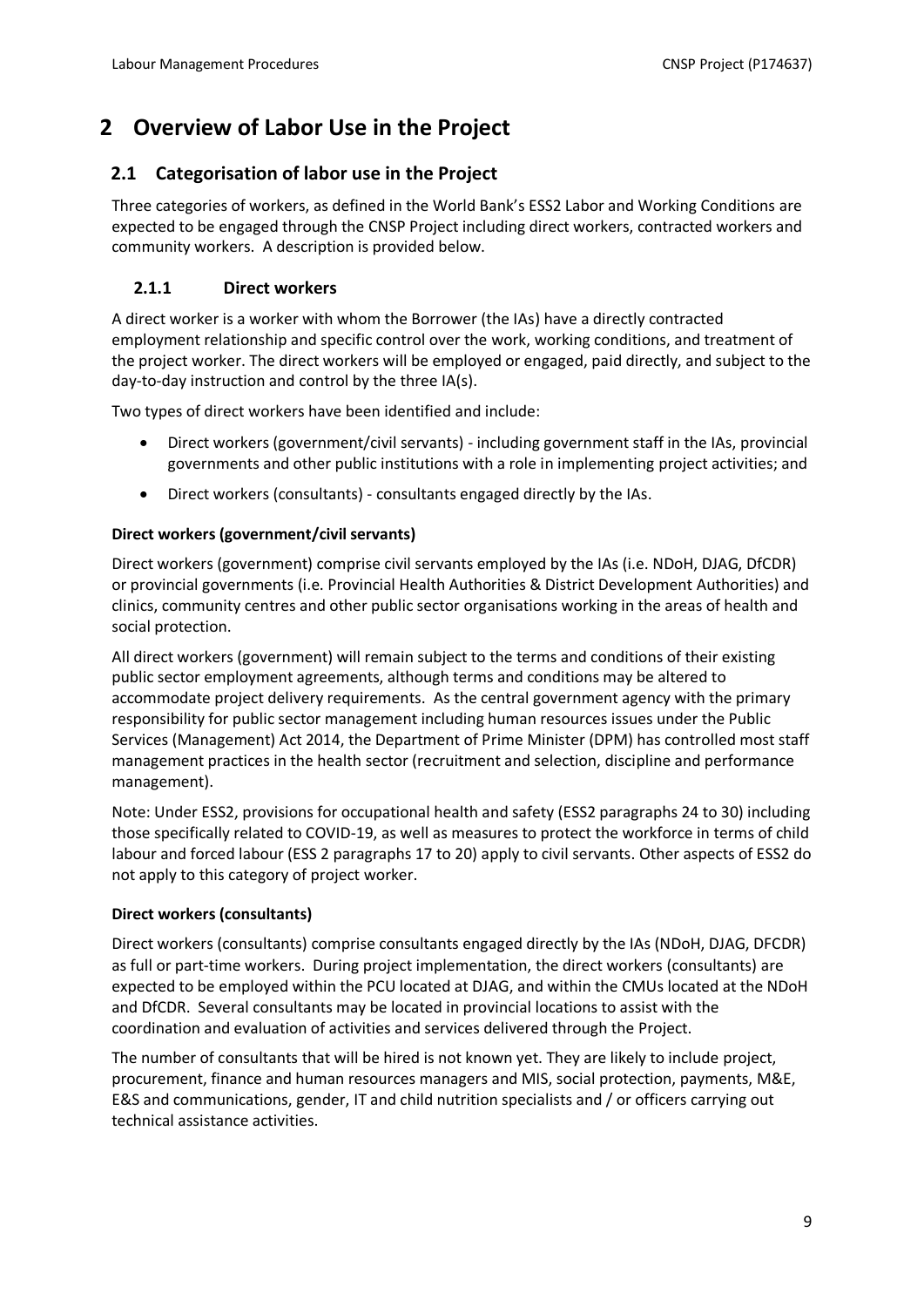# 2 Overview of Labor Use in the Project

## 2.1 Categorisation of labor use in the Project

Three categories of workers, as defined in the World Bank's ESS2 Labor and Working Conditions are expected to be engaged through the CNSP Project including direct workers, contracted workers and community workers. A description is provided below.

### 2.1.1 Direct workers

A direct worker is a worker with whom the Borrower (the IAs) have a directly contracted employment relationship and specific control over the work, working conditions, and treatment of the project worker. The direct workers will be employed or engaged, paid directly, and subject to the day-to-day instruction and control by the three IA(s).

Two types of direct workers have been identified and include:

- Direct workers (government/civil servants) - including government staff in the IAs, provincial governments and other public institutions with a role in implementing project activities; and
- Direct workers (consultants) - consultants engaged directly by the IAs.

**Direct workers (government/civil servants)**

Direct workers (government) comprise civil servants employed by the IAs (i.e. NDoH, DJAG, DfCDR) or provincial governments (i.e. Provincial Health Authorities & District Development Authorities) and clinics, community centres and other public sector organisations working in the areas of health and social protection.

All direct workers (government) will remain subject to the terms and conditions of their existing public sector employment agreements, although terms and conditions may be altered to accommodate project delivery requirements. As the central government agency with the primary responsibility for public sector management including human resources issues under the Public Services (Management) Act 2014, the Department of Prime Minister (DPM) has controlled most staff management practices in the health sector (recruitment and selection, discipline and performance management).

Note: Under ESS2, provisions for occupational health and safety (ESS2 paragraphs 24 to 30) including those specifically related to COVID-19, as well as measures to protect the workforce in terms of child labour and forced labour (ESS 2 paragraphs 17 to 20) apply to civil servants. Other aspects of ESS2 do not apply to this category of project worker.

**Direct workers (consultants)**

Direct workers (consultants) comprise consultants engaged directly by the IAs (NDoH, DJAG, DFCDR) as full or part-time workers. During project implementation, the direct workers (consultants) are expected to be employed within the PCU located at DJAG, and within the CMUs located at the NDoH and DfCDR. Several consultants may be located in provincial locations to assist with the coordination and evaluation of activities and services delivered through the Project.

The number of consultants that will be hired is not known yet. They are likely to include project, procurement, finance and human resources managers and MIS, social protection, payments, M&E, E&S and communications, gender, IT and child nutrition specialists and / or officers carrying out technical assistance activities.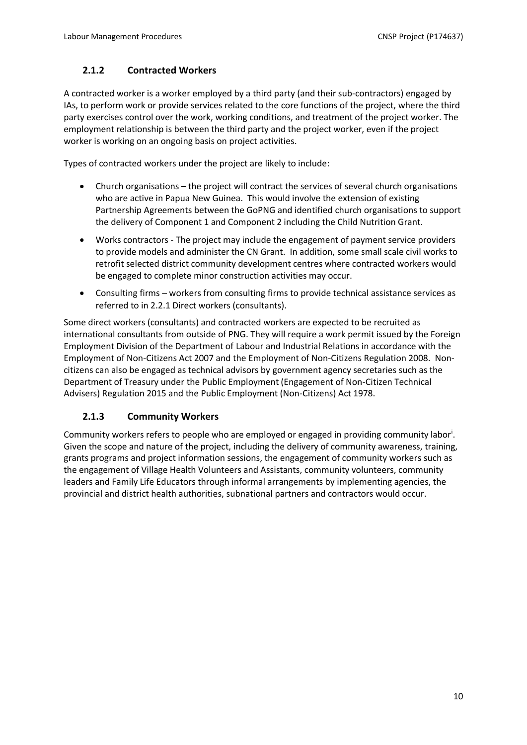### 2.1.2 Contracted Workers

A contracted worker is a worker employed by a third party (and their sub-contractors) engaged by IAs, to perform work or provide services related to the core functions of the project, where the third party exercises control over the work, working conditions, and treatment of the project worker. The employment relationship is between the third party and the project worker, even if the project worker is working on an ongoing basis on project activities.

Types of contracted workers under the project are likely to include:

- Church organisations – the project will contract the services of several church organisations who are active in Papua New Guinea. This would involve the extension of existing Partnership Agreements between the GoPNG and identified church organisations to support the delivery of Component 1 and Component 2 including the Child Nutrition Grant.
- Works contractors - The project may include the engagement of payment service providers to provide models and administer the CN Grant. In addition, some small scale civil works to retrofit selected district community development centres where contracted workers would be engaged to complete minor construction activities may occur.
- Consulting firms – workers from consulting firms to provide technical assistance services as referred to in 2.2.1 Direct workers (consultants).

Some direct workers (consultants) and contracted workers are expected to be recruited as international consultants from outside of PNG. They will require a work permit issued by the Foreign Employment Division of the Department of Labour and Industrial Relations in accordance with the Employment of Non-Citizens Act 2007 and the Employment of Non-Citizens Regulation 2008. Non-citizens can also be engaged as technical advisors by government agency secretaries such as the Department of Treasury under the Public Employment (Engagement of Non-Citizen Technical Advisers) Regulation 2015 and the Public Employment (Non-Citizens) Act 1978.

### 2.1.3 Community Workers

Community workers refers to people who are employed or engaged in providing community labor[i]. Given the scope and nature of the project, including the delivery of community awareness, training, grants programs and project information sessions, the engagement of community workers such as the engagement of Village Health Volunteers and Assistants, community volunteers, community leaders and Family Life Educators through informal arrangements by implementing agencies, the provincial and district health authorities, subnational partners and contractors would occur.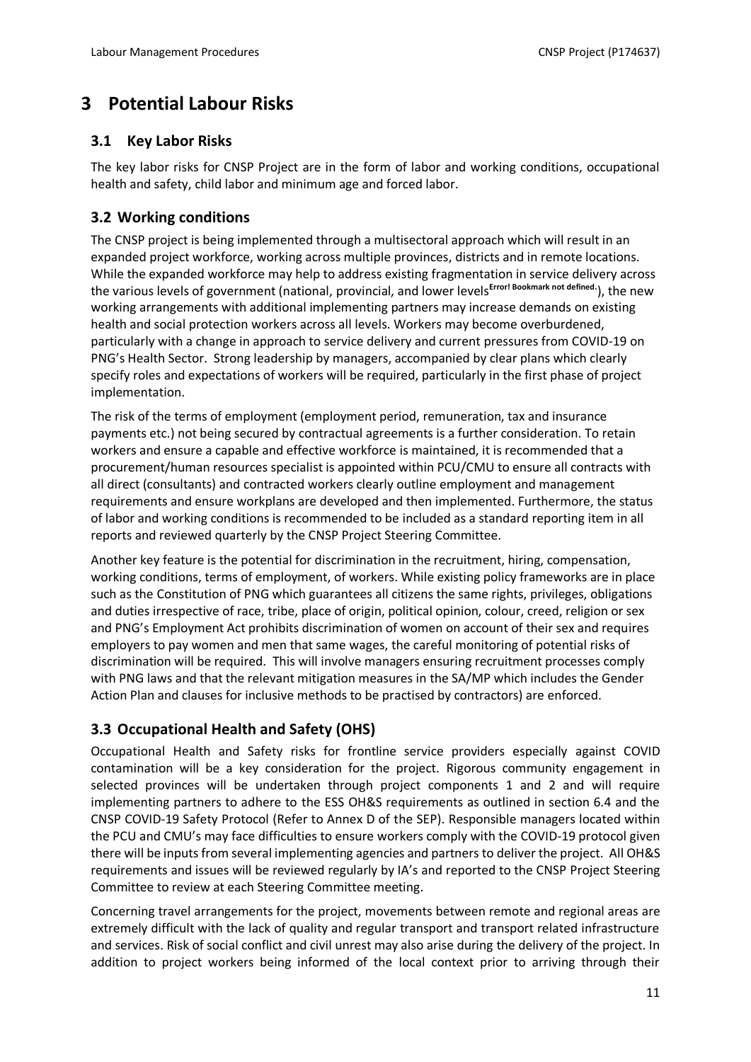# 3 Potential Labour Risks

## 3.1 Key Labor Risks

The key labor risks for CNSP Project are in the form of labor and working conditions, occupational health and safety, child labor and minimum age and forced labor.

## 3.2 Working conditions

The CNSP project is being implemented through a multisectoral approach which will result in an expanded project workforce, working across multiple provinces, districts and in remote locations. While the expanded workforce may help to address existing fragmentation in service delivery across the various levels of government (national, provincial, and lower levels[Error! Bookmark not defined.]), the new working arrangements with additional implementing partners may increase demands on existing health and social protection workers across all levels. Workers may become overburdened, particularly with a change in approach to service delivery and current pressures from COVID-19 on PNG's Health Sector. Strong leadership by managers, accompanied by clear plans which clearly specify roles and expectations of workers will be required, particularly in the first phase of project implementation.

The risk of the terms of employment (employment period, remuneration, tax and insurance payments etc.) not being secured by contractual agreements is a further consideration. To retain workers and ensure a capable and effective workforce is maintained, it is recommended that a procurement/human resources specialist is appointed within PCU/CMU to ensure all contracts with all direct (consultants) and contracted workers clearly outline employment and management requirements and ensure workplans are developed and then implemented. Furthermore, the status of labor and working conditions is recommended to be included as a standard reporting item in all reports and reviewed quarterly by the CNSP Project Steering Committee.

Another key feature is the potential for discrimination in the recruitment, hiring, compensation, working conditions, terms of employment, of workers. While existing policy frameworks are in place such as the Constitution of PNG which guarantees all citizens the same rights, privileges, obligations and duties irrespective of race, tribe, place of origin, political opinion, colour, creed, religion or sex and PNG's Employment Act prohibits discrimination of women on account of their sex and requires employers to pay women and men that same wages, the careful monitoring of potential risks of discrimination will be required. This will involve managers ensuring recruitment processes comply with PNG laws and that the relevant mitigation measures in the SA/MP which includes the Gender Action Plan and clauses for inclusive methods to be practised by contractors) are enforced.

## 3.3 Occupational Health and Safety (OHS)

Occupational Health and Safety risks for frontline service providers especially against COVID contamination will be a key consideration for the project. Rigorous community engagement in selected provinces will be undertaken through project components 1 and 2 and will require implementing partners to adhere to the ESS OH&S requirements as outlined in section 6.4 and the CNSP COVID-19 Safety Protocol (Refer to Annex D of the SEP). Responsible managers located within the PCU and CMU's may face difficulties to ensure workers comply with the COVID-19 protocol given there will be inputs from several implementing agencies and partners to deliver the project. All OH&S requirements and issues will be reviewed regularly by IA's and reported to the CNSP Project Steering Committee to review at each Steering Committee meeting.

Concerning travel arrangements for the project, movements between remote and regional areas are extremely difficult with the lack of quality and regular transport and transport related infrastructure and services. Risk of social conflict and civil unrest may also arise during the delivery of the project. In addition to project workers being informed of the local context prior to arriving through their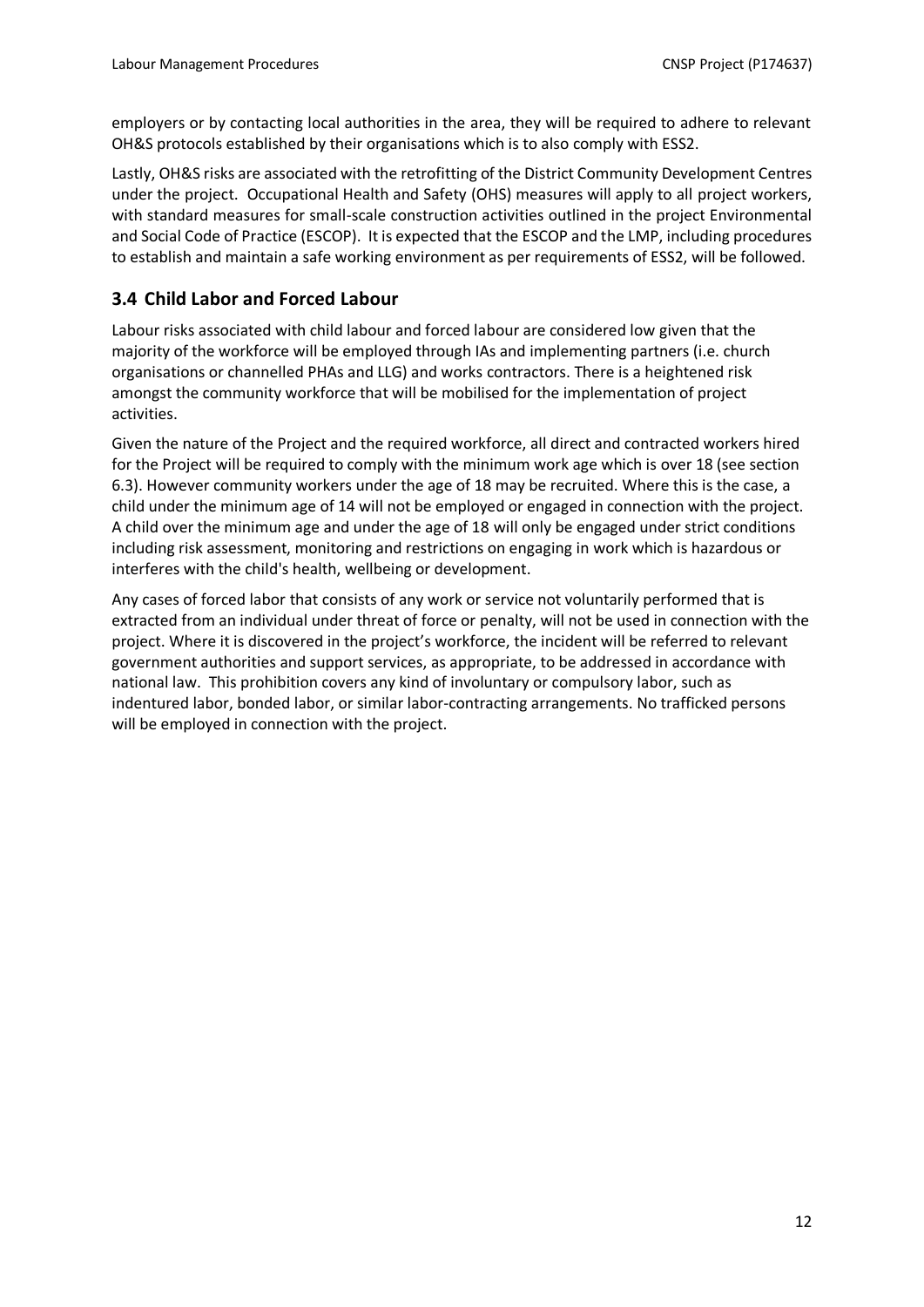employers or by contacting local authorities in the area, they will be required to adhere to relevant OH&S protocols established by their organisations which is to also comply with ESS2.

Lastly, OH&S risks are associated with the retrofitting of the District Community Development Centres under the project. Occupational Health and Safety (OHS) measures will apply to all project workers, with standard measures for small-scale construction activities outlined in the project Environmental and Social Code of Practice (ESCOP). It is expected that the ESCOP and the LMP, including procedures to establish and maintain a safe working environment as per requirements of ESS2, will be followed.

## 3.4 Child Labor and Forced Labour

Labour risks associated with child labour and forced labour are considered low given that the majority of the workforce will be employed through IAs and implementing partners (i.e. church organisations or channelled PHAs and LLG) and works contractors. There is a heightened risk amongst the community workforce that will be mobilised for the implementation of project activities.

Given the nature of the Project and the required workforce, all direct and contracted workers hired for the Project will be required to comply with the minimum work age which is over 18 (see section 6.3). However community workers under the age of 18 may be recruited. Where this is the case, a child under the minimum age of 14 will not be employed or engaged in connection with the project. A child over the minimum age and under the age of 18 will only be engaged under strict conditions including risk assessment, monitoring and restrictions on engaging in work which is hazardous or interferes with the child's health, wellbeing or development.

Any cases of forced labor that consists of any work or service not voluntarily performed that is extracted from an individual under threat of force or penalty, will not be used in connection with the project. Where it is discovered in the project's workforce, the incident will be referred to relevant government authorities and support services, as appropriate, to be addressed in accordance with national law. This prohibition covers any kind of involuntary or compulsory labor, such as indentured labor, bonded labor, or similar labor-contracting arrangements. No trafficked persons will be employed in connection with the project.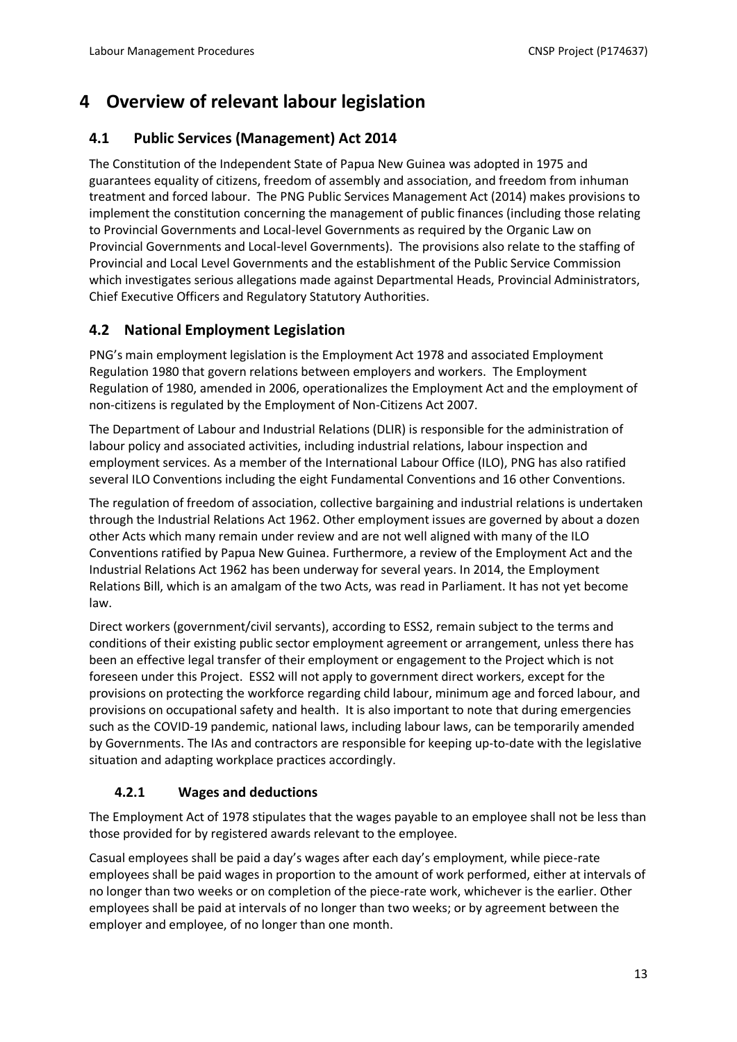# 4 Overview of relevant labour legislation

## 4.1 Public Services (Management) Act 2014

The Constitution of the Independent State of Papua New Guinea was adopted in 1975 and guarantees equality of citizens, freedom of assembly and association, and freedom from inhuman treatment and forced labour. The PNG Public Services Management Act (2014) makes provisions to implement the constitution concerning the management of public finances (including those relating to Provincial Governments and Local-level Governments as required by the Organic Law on Provincial Governments and Local-level Governments). The provisions also relate to the staffing of Provincial and Local Level Governments and the establishment of the Public Service Commission which investigates serious allegations made against Departmental Heads, Provincial Administrators, Chief Executive Officers and Regulatory Statutory Authorities.

## 4.2 National Employment Legislation

PNG's main employment legislation is the Employment Act 1978 and associated Employment Regulation 1980 that govern relations between employers and workers. The Employment Regulation of 1980, amended in 2006, operationalizes the Employment Act and the employment of non-citizens is regulated by the Employment of Non-Citizens Act 2007.

The Department of Labour and Industrial Relations (DLIR) is responsible for the administration of labour policy and associated activities, including industrial relations, labour inspection and employment services. As a member of the International Labour Office (ILO), PNG has also ratified several ILO Conventions including the eight Fundamental Conventions and 16 other Conventions.

The regulation of freedom of association, collective bargaining and industrial relations is undertaken through the Industrial Relations Act 1962. Other employment issues are governed by about a dozen other Acts which many remain under review and are not well aligned with many of the ILO Conventions ratified by Papua New Guinea. Furthermore, a review of the Employment Act and the Industrial Relations Act 1962 has been underway for several years. In 2014, the Employment Relations Bill, which is an amalgam of the two Acts, was read in Parliament. It has not yet become law.

Direct workers (government/civil servants), according to ESS2, remain subject to the terms and conditions of their existing public sector employment agreement or arrangement, unless there has been an effective legal transfer of their employment or engagement to the Project which is not foreseen under this Project. ESS2 will not apply to government direct workers, except for the provisions on protecting the workforce regarding child labour, minimum age and forced labour, and provisions on occupational safety and health. It is also important to note that during emergencies such as the COVID-19 pandemic, national laws, including labour laws, can be temporarily amended by Governments. The IAs and contractors are responsible for keeping up-to-date with the legislative situation and adapting workplace practices accordingly.

### 4.2.1 Wages and deductions

The Employment Act of 1978 stipulates that the wages payable to an employee shall not be less than those provided for by registered awards relevant to the employee.

Casual employees shall be paid a day's wages after each day's employment, while piece-rate employees shall be paid wages in proportion to the amount of work performed, either at intervals of no longer than two weeks or on completion of the piece-rate work, whichever is the earlier. Other employees shall be paid at intervals of no longer than two weeks; or by agreement between the employer and employee, of no longer than one month.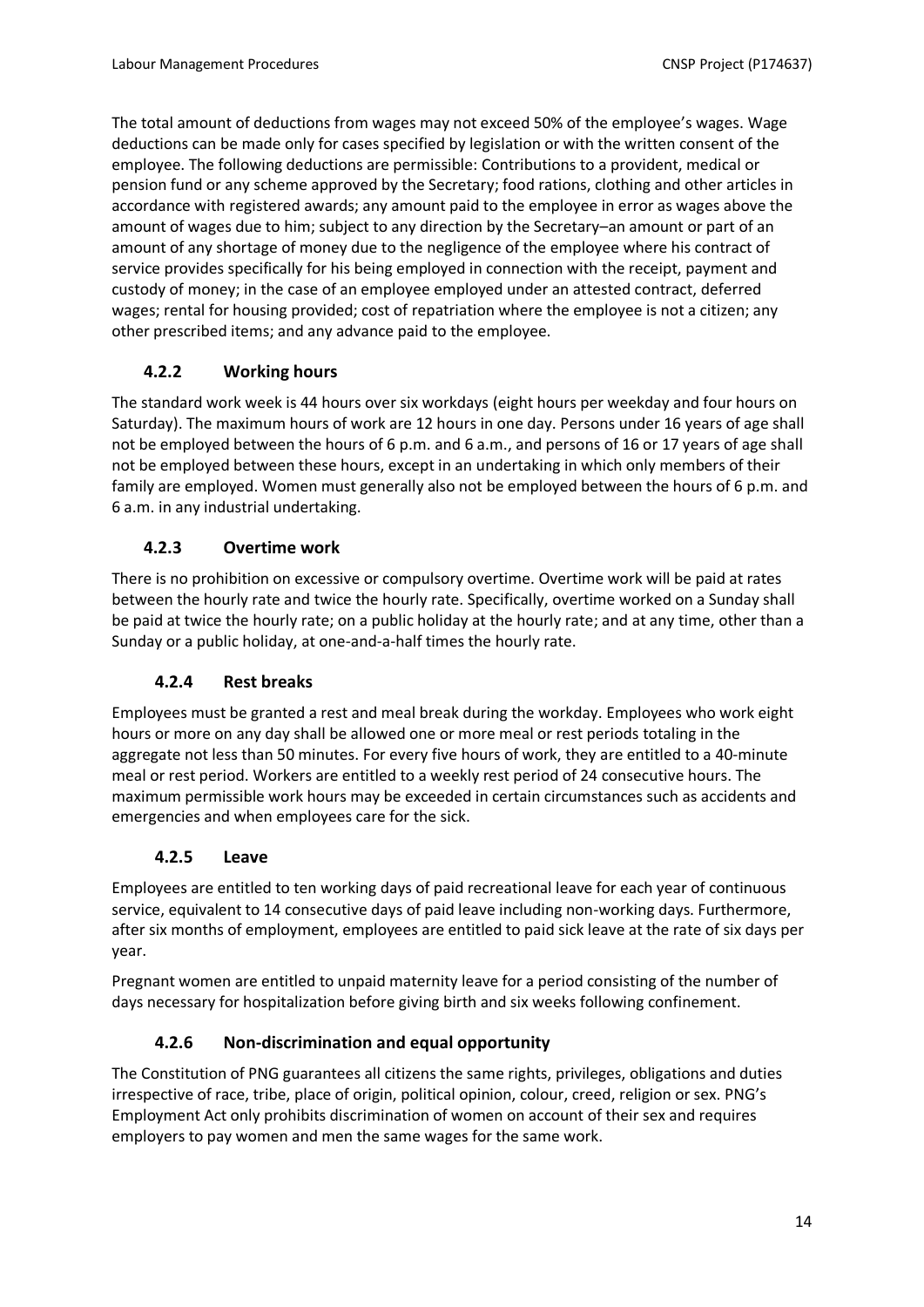The total amount of deductions from wages may not exceed 50% of the employee's wages. Wage deductions can be made only for cases specified by legislation or with the written consent of the employee. The following deductions are permissible: Contributions to a provident, medical or pension fund or any scheme approved by the Secretary; food rations, clothing and other articles in accordance with registered awards; any amount paid to the employee in error as wages above the amount of wages due to him; subject to any direction by the Secretary–an amount or part of an amount of any shortage of money due to the negligence of the employee where his contract of service provides specifically for his being employed in connection with the receipt, payment and custody of money; in the case of an employee employed under an attested contract, deferred wages; rental for housing provided; cost of repatriation where the employee is not a citizen; any other prescribed items; and any advance paid to the employee.

### 4.2.2 Working hours

The standard work week is 44 hours over six workdays (eight hours per weekday and four hours on Saturday). The maximum hours of work are 12 hours in one day. Persons under 16 years of age shall not be employed between the hours of 6 p.m. and 6 a.m., and persons of 16 or 17 years of age shall not be employed between these hours, except in an undertaking in which only members of their family are employed. Women must generally also not be employed between the hours of 6 p.m. and 6 a.m. in any industrial undertaking.

### 4.2.3 Overtime work

There is no prohibition on excessive or compulsory overtime. Overtime work will be paid at rates between the hourly rate and twice the hourly rate. Specifically, overtime worked on a Sunday shall be paid at twice the hourly rate; on a public holiday at the hourly rate; and at any time, other than a Sunday or a public holiday, at one-and-a-half times the hourly rate.

### 4.2.4 Rest breaks

Employees must be granted a rest and meal break during the workday. Employees who work eight hours or more on any day shall be allowed one or more meal or rest periods totaling in the aggregate not less than 50 minutes. For every five hours of work, they are entitled to a 40-minute meal or rest period. Workers are entitled to a weekly rest period of 24 consecutive hours. The maximum permissible work hours may be exceeded in certain circumstances such as accidents and emergencies and when employees care for the sick.

### 4.2.5 Leave

Employees are entitled to ten working days of paid recreational leave for each year of continuous service, equivalent to 14 consecutive days of paid leave including non-working days. Furthermore, after six months of employment, employees are entitled to paid sick leave at the rate of six days per year.

Pregnant women are entitled to unpaid maternity leave for a period consisting of the number of days necessary for hospitalization before giving birth and six weeks following confinement.

### 4.2.6 Non-discrimination and equal opportunity

The Constitution of PNG guarantees all citizens the same rights, privileges, obligations and duties irrespective of race, tribe, place of origin, political opinion, colour, creed, religion or sex. PNG's Employment Act only prohibits discrimination of women on account of their sex and requires employers to pay women and men the same wages for the same work.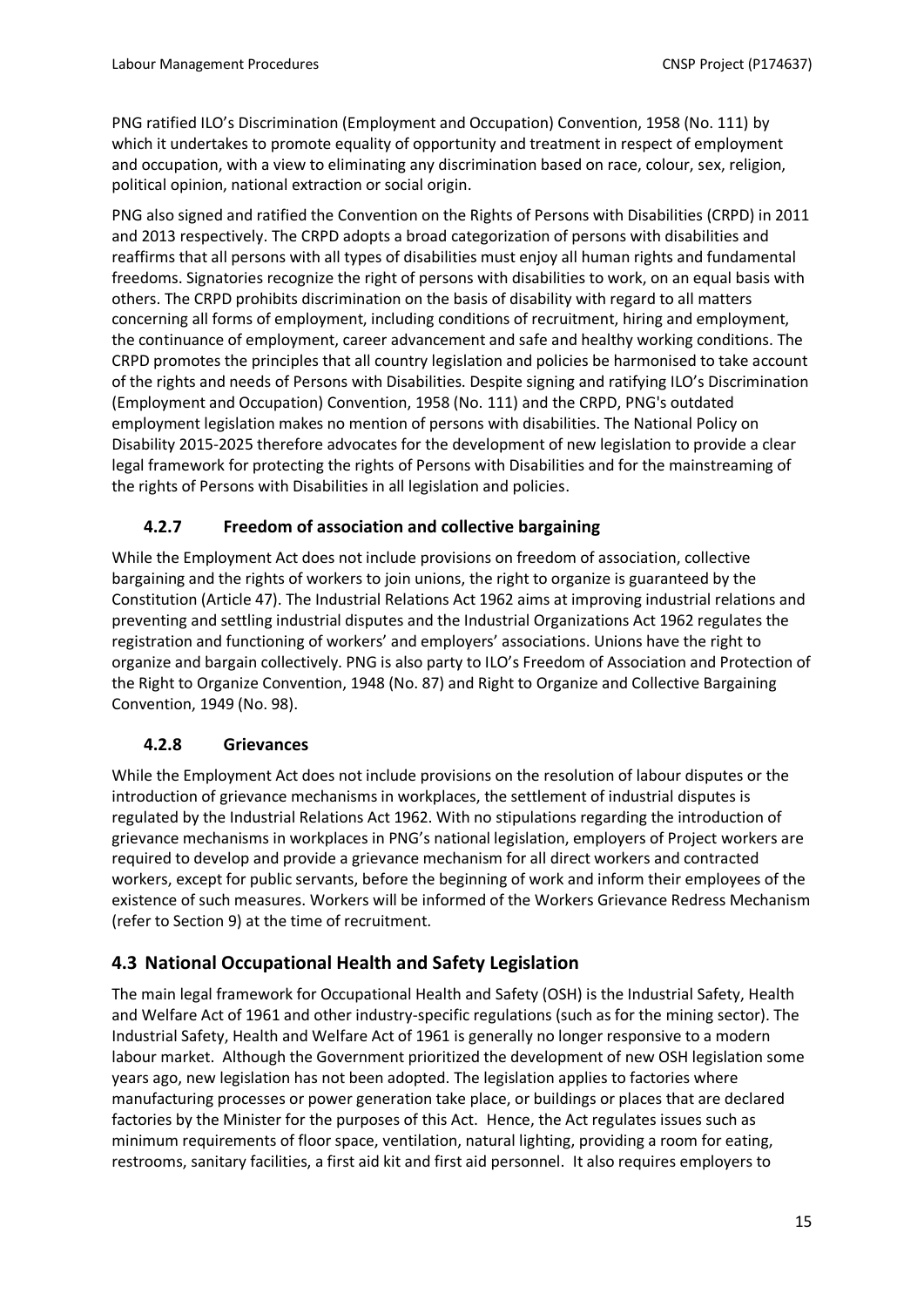PNG ratified ILO's Discrimination (Employment and Occupation) Convention, 1958 (No. 111) by which it undertakes to promote equality of opportunity and treatment in respect of employment and occupation, with a view to eliminating any discrimination based on race, colour, sex, religion, political opinion, national extraction or social origin.

PNG also signed and ratified the Convention on the Rights of Persons with Disabilities (CRPD) in 2011 and 2013 respectively. The CRPD adopts a broad categorization of persons with disabilities and reaffirms that all persons with all types of disabilities must enjoy all human rights and fundamental freedoms. Signatories recognize the right of persons with disabilities to work, on an equal basis with others. The CRPD prohibits discrimination on the basis of disability with regard to all matters concerning all forms of employment, including conditions of recruitment, hiring and employment, the continuance of employment, career advancement and safe and healthy working conditions. The CRPD promotes the principles that all country legislation and policies be harmonised to take account of the rights and needs of Persons with Disabilities. Despite signing and ratifying ILO's Discrimination (Employment and Occupation) Convention, 1958 (No. 111) and the CRPD, PNG's outdated employment legislation makes no mention of persons with disabilities. The National Policy on Disability 2015-2025 therefore advocates for the development of new legislation to provide a clear legal framework for protecting the rights of Persons with Disabilities and for the mainstreaming of the rights of Persons with Disabilities in all legislation and policies.

### 4.2.7 Freedom of association and collective bargaining

While the Employment Act does not include provisions on freedom of association, collective bargaining and the rights of workers to join unions, the right to organize is guaranteed by the Constitution (Article 47). The Industrial Relations Act 1962 aims at improving industrial relations and preventing and settling industrial disputes and the Industrial Organizations Act 1962 regulates the registration and functioning of workers' and employers' associations. Unions have the right to organize and bargain collectively. PNG is also party to ILO's Freedom of Association and Protection of the Right to Organize Convention, 1948 (No. 87) and Right to Organize and Collective Bargaining Convention, 1949 (No. 98).

### 4.2.8 Grievances

While the Employment Act does not include provisions on the resolution of labour disputes or the introduction of grievance mechanisms in workplaces, the settlement of industrial disputes is regulated by the Industrial Relations Act 1962. With no stipulations regarding the introduction of grievance mechanisms in workplaces in PNG's national legislation, employers of Project workers are required to develop and provide a grievance mechanism for all direct workers and contracted workers, except for public servants, before the beginning of work and inform their employees of the existence of such measures. Workers will be informed of the Workers Grievance Redress Mechanism (refer to Section 9) at the time of recruitment.

## 4.3 National Occupational Health and Safety Legislation

The main legal framework for Occupational Health and Safety (OSH) is the Industrial Safety, Health and Welfare Act of 1961 and other industry-specific regulations (such as for the mining sector). The Industrial Safety, Health and Welfare Act of 1961 is generally no longer responsive to a modern labour market. Although the Government prioritized the development of new OSH legislation some years ago, new legislation has not been adopted. The legislation applies to factories where manufacturing processes or power generation take place, or buildings or places that are declared factories by the Minister for the purposes of this Act. Hence, the Act regulates issues such as minimum requirements of floor space, ventilation, natural lighting, providing a room for eating, restrooms, sanitary facilities, a first aid kit and first aid personnel. It also requires employers to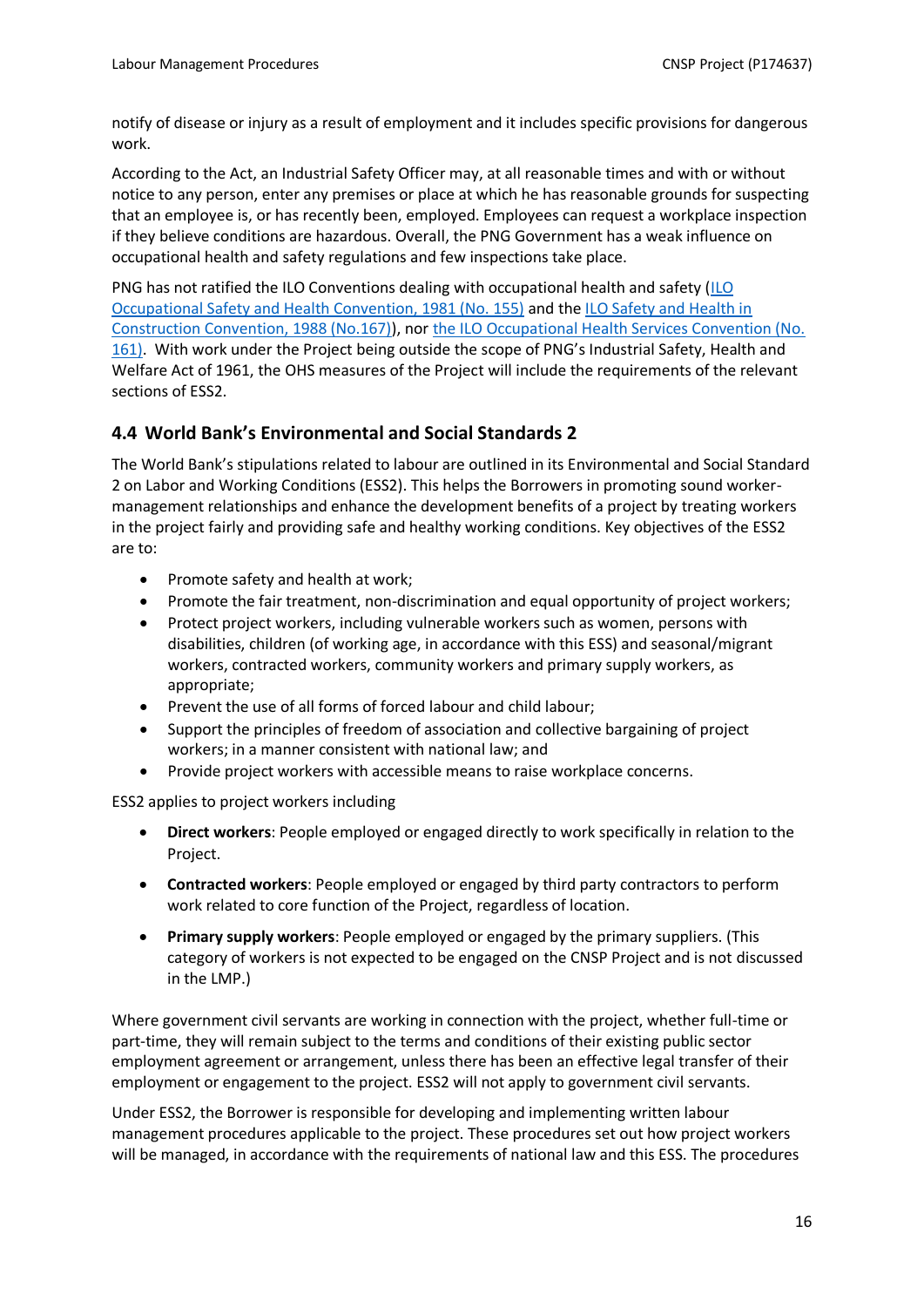notify of disease or injury as a result of employment and it includes specific provisions for dangerous work.

According to the Act, an Industrial Safety Officer may, at all reasonable times and with or without notice to any person, enter any premises or place at which he has reasonable grounds for suspecting that an employee is, or has recently been, employed. Employees can request a workplace inspection if they believe conditions are hazardous. Overall, the PNG Government has a weak influence on occupational health and safety regulations and few inspections take place.

PNG has not ratified the ILO Conventions dealing with occupational health and safety (ILO Occupational Safety and Health Convention, 1981 (No. 155) and the ILO Safety and Health in Construction Convention, 1988 (No.167)), nor the ILO Occupational Health Services Convention (No. 161). With work under the Project being outside the scope of PNG's Industrial Safety, Health and Welfare Act of 1961, the OHS measures of the Project will include the requirements of the relevant sections of ESS2.

## 4.4 World Bank's Environmental and Social Standards 2

The World Bank's stipulations related to labour are outlined in its Environmental and Social Standard 2 on Labor and Working Conditions (ESS2). This helps the Borrowers in promoting sound worker-management relationships and enhance the development benefits of a project by treating workers in the project fairly and providing safe and healthy working conditions. Key objectives of the ESS2 are to:

- Promote safety and health at work;
- Promote the fair treatment, non-discrimination and equal opportunity of project workers;
- Protect project workers, including vulnerable workers such as women, persons with disabilities, children (of working age, in accordance with this ESS) and seasonal/migrant workers, contracted workers, community workers and primary supply workers, as appropriate;
- Prevent the use of all forms of forced labour and child labour;
- Support the principles of freedom of association and collective bargaining of project workers; in a manner consistent with national law; and
- Provide project workers with accessible means to raise workplace concerns.

ESS2 applies to project workers including

- **Direct workers**: People employed or engaged directly to work specifically in relation to the Project.
- **Contracted workers**: People employed or engaged by third party contractors to perform work related to core function of the Project, regardless of location.
- **Primary supply workers**: People employed or engaged by the primary suppliers. (This category of workers is not expected to be engaged on the CNSP Project and is not discussed in the LMP.)

Where government civil servants are working in connection with the project, whether full-time or part-time, they will remain subject to the terms and conditions of their existing public sector employment agreement or arrangement, unless there has been an effective legal transfer of their employment or engagement to the project. ESS2 will not apply to government civil servants.

Under ESS2, the Borrower is responsible for developing and implementing written labour management procedures applicable to the project. These procedures set out how project workers will be managed, in accordance with the requirements of national law and this ESS. The procedures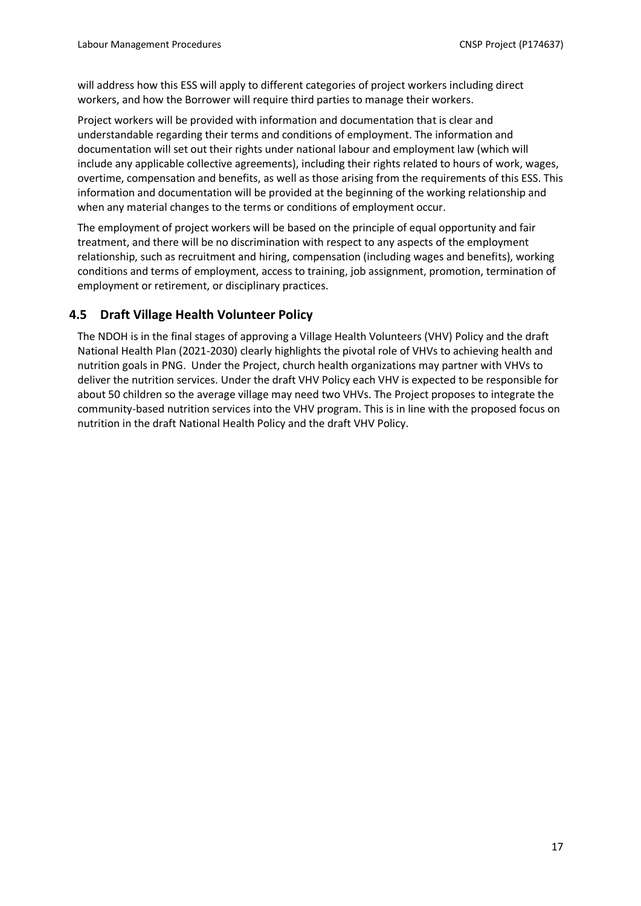will address how this ESS will apply to different categories of project workers including direct workers, and how the Borrower will require third parties to manage their workers.

Project workers will be provided with information and documentation that is clear and understandable regarding their terms and conditions of employment. The information and documentation will set out their rights under national labour and employment law (which will include any applicable collective agreements), including their rights related to hours of work, wages, overtime, compensation and benefits, as well as those arising from the requirements of this ESS. This information and documentation will be provided at the beginning of the working relationship and when any material changes to the terms or conditions of employment occur.

The employment of project workers will be based on the principle of equal opportunity and fair treatment, and there will be no discrimination with respect to any aspects of the employment relationship, such as recruitment and hiring, compensation (including wages and benefits), working conditions and terms of employment, access to training, job assignment, promotion, termination of employment or retirement, or disciplinary practices.

## 4.5 Draft Village Health Volunteer Policy

The NDOH is in the final stages of approving a Village Health Volunteers (VHV) Policy and the draft National Health Plan (2021-2030) clearly highlights the pivotal role of VHVs to achieving health and nutrition goals in PNG. Under the Project, church health organizations may partner with VHVs to deliver the nutrition services. Under the draft VHV Policy each VHV is expected to be responsible for about 50 children so the average village may need two VHVs. The Project proposes to integrate the community-based nutrition services into the VHV program. This is in line with the proposed focus on nutrition in the draft National Health Policy and the draft VHV Policy.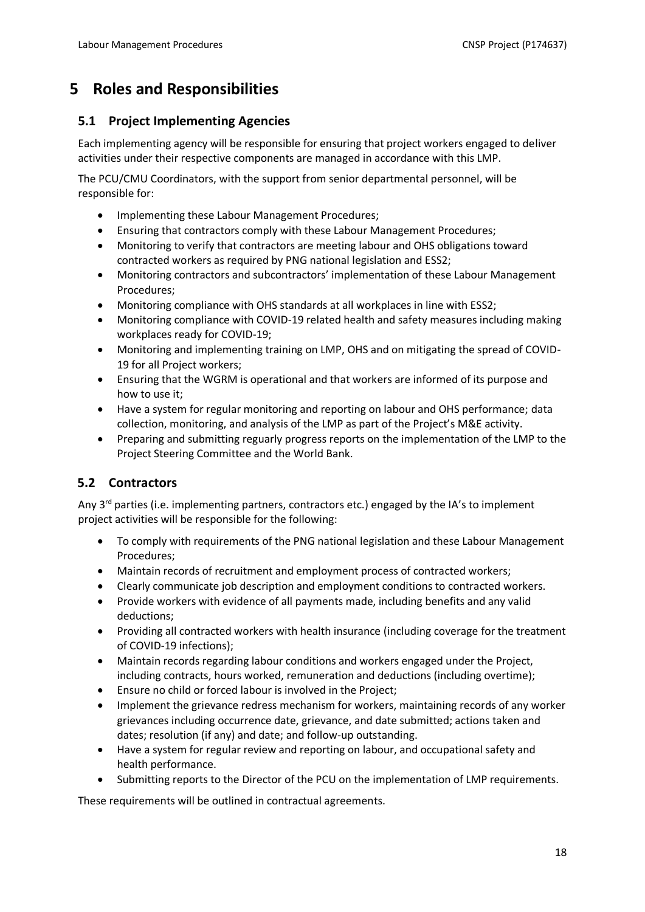# 5 Roles and Responsibilities

## 5.1 Project Implementing Agencies

Each implementing agency will be responsible for ensuring that project workers engaged to deliver activities under their respective components are managed in accordance with this LMP.

The PCU/CMU Coordinators, with the support from senior departmental personnel, will be responsible for:

- Implementing these Labour Management Procedures;
- Ensuring that contractors comply with these Labour Management Procedures;
- Monitoring to verify that contractors are meeting labour and OHS obligations toward contracted workers as required by PNG national legislation and ESS2;
- Monitoring contractors and subcontractors' implementation of these Labour Management Procedures;
- Monitoring compliance with OHS standards at all workplaces in line with ESS2;
- Monitoring compliance with COVID-19 related health and safety measures including making workplaces ready for COVID-19;
- Monitoring and implementing training on LMP, OHS and on mitigating the spread of COVID-19 for all Project workers;
- Ensuring that the WGRM is operational and that workers are informed of its purpose and how to use it;
- Have a system for regular monitoring and reporting on labour and OHS performance; data collection, monitoring, and analysis of the LMP as part of the Project's M&E activity.
- Preparing and submitting reguarly progress reports on the implementation of the LMP to the Project Steering Committee and the World Bank.

## 5.2 Contractors

Any 3rd parties (i.e. implementing partners, contractors etc.) engaged by the IA's to implement project activities will be responsible for the following:

- To comply with requirements of the PNG national legislation and these Labour Management Procedures;
- Maintain records of recruitment and employment process of contracted workers;
- Clearly communicate job description and employment conditions to contracted workers.
- Provide workers with evidence of all payments made, including benefits and any valid deductions;
- Providing all contracted workers with health insurance (including coverage for the treatment of COVID-19 infections);
- Maintain records regarding labour conditions and workers engaged under the Project, including contracts, hours worked, remuneration and deductions (including overtime);
- Ensure no child or forced labour is involved in the Project;
- Implement the grievance redress mechanism for workers, maintaining records of any worker grievances including occurrence date, grievance, and date submitted; actions taken and dates; resolution (if any) and date; and follow-up outstanding.
- Have a system for regular review and reporting on labour, and occupational safety and health performance.
- Submitting reports to the Director of the PCU on the implementation of LMP requirements.

These requirements will be outlined in contractual agreements.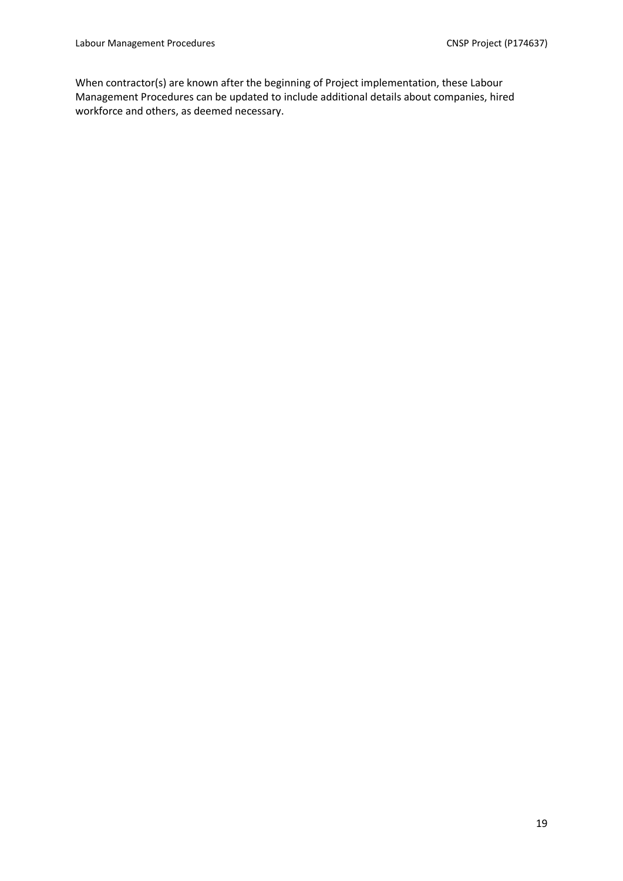When contractor(s) are known after the beginning of Project implementation, these Labour Management Procedures can be updated to include additional details about companies, hired workforce and others, as deemed necessary.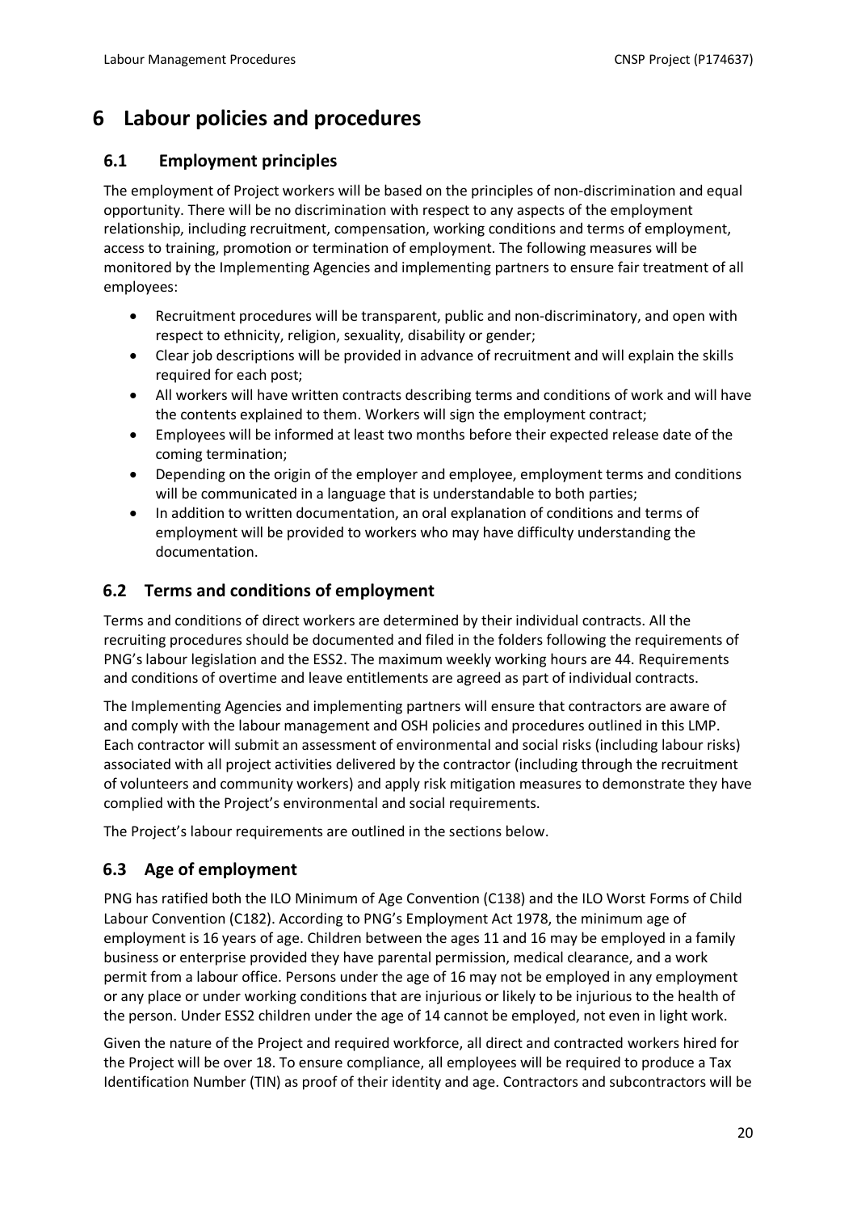# 6 Labour policies and procedures

## 6.1 Employment principles

The employment of Project workers will be based on the principles of non-discrimination and equal opportunity. There will be no discrimination with respect to any aspects of the employment relationship, including recruitment, compensation, working conditions and terms of employment, access to training, promotion or termination of employment. The following measures will be monitored by the Implementing Agencies and implementing partners to ensure fair treatment of all employees:

- Recruitment procedures will be transparent, public and non-discriminatory, and open with respect to ethnicity, religion, sexuality, disability or gender;
- Clear job descriptions will be provided in advance of recruitment and will explain the skills required for each post;
- All workers will have written contracts describing terms and conditions of work and will have the contents explained to them. Workers will sign the employment contract;
- Employees will be informed at least two months before their expected release date of the coming termination;
- Depending on the origin of the employer and employee, employment terms and conditions will be communicated in a language that is understandable to both parties;
- In addition to written documentation, an oral explanation of conditions and terms of employment will be provided to workers who may have difficulty understanding the documentation.

## 6.2 Terms and conditions of employment

Terms and conditions of direct workers are determined by their individual contracts. All the recruiting procedures should be documented and filed in the folders following the requirements of PNG's labour legislation and the ESS2. The maximum weekly working hours are 44. Requirements and conditions of overtime and leave entitlements are agreed as part of individual contracts.

The Implementing Agencies and implementing partners will ensure that contractors are aware of and comply with the labour management and OSH policies and procedures outlined in this LMP. Each contractor will submit an assessment of environmental and social risks (including labour risks) associated with all project activities delivered by the contractor (including through the recruitment of volunteers and community workers) and apply risk mitigation measures to demonstrate they have complied with the Project's environmental and social requirements.

The Project's labour requirements are outlined in the sections below.

## 6.3 Age of employment

PNG has ratified both the ILO Minimum of Age Convention (C138) and the ILO Worst Forms of Child Labour Convention (C182). According to PNG's Employment Act 1978, the minimum age of employment is 16 years of age. Children between the ages 11 and 16 may be employed in a family business or enterprise provided they have parental permission, medical clearance, and a work permit from a labour office. Persons under the age of 16 may not be employed in any employment or any place or under working conditions that are injurious or likely to be injurious to the health of the person. Under ESS2 children under the age of 14 cannot be employed, not even in light work.

Given the nature of the Project and required workforce, all direct and contracted workers hired for the Project will be over 18. To ensure compliance, all employees will be required to produce a Tax Identification Number (TIN) as proof of their identity and age. Contractors and subcontractors will be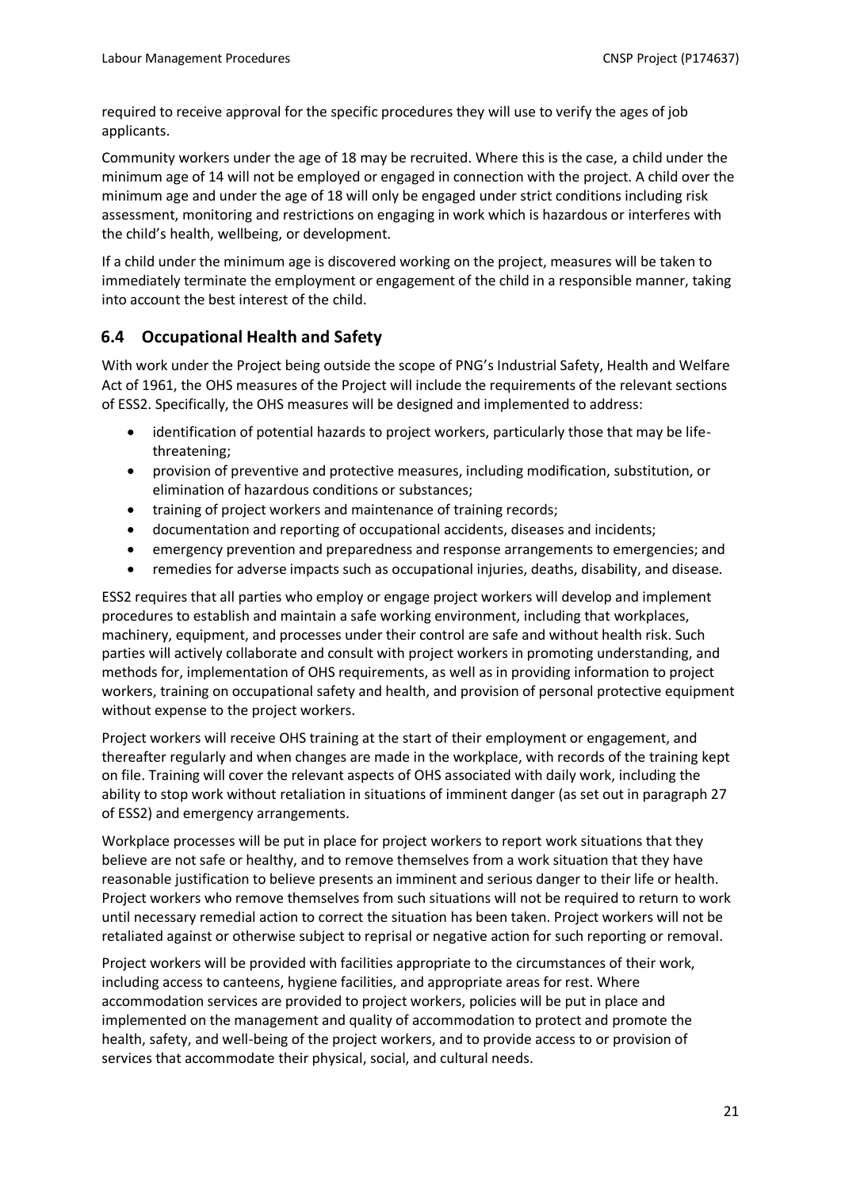required to receive approval for the specific procedures they will use to verify the ages of job applicants.

Community workers under the age of 18 may be recruited. Where this is the case, a child under the minimum age of 14 will not be employed or engaged in connection with the project. A child over the minimum age and under the age of 18 will only be engaged under strict conditions including risk assessment, monitoring and restrictions on engaging in work which is hazardous or interferes with the child's health, wellbeing, or development.

If a child under the minimum age is discovered working on the project, measures will be taken to immediately terminate the employment or engagement of the child in a responsible manner, taking into account the best interest of the child.

## 6.4 Occupational Health and Safety

With work under the Project being outside the scope of PNG's Industrial Safety, Health and Welfare Act of 1961, the OHS measures of the Project will include the requirements of the relevant sections of ESS2. Specifically, the OHS measures will be designed and implemented to address:

- identification of potential hazards to project workers, particularly those that may be life-threatening;
- provision of preventive and protective measures, including modification, substitution, or elimination of hazardous conditions or substances;
- training of project workers and maintenance of training records;
- documentation and reporting of occupational accidents, diseases and incidents;
- emergency prevention and preparedness and response arrangements to emergencies; and
- remedies for adverse impacts such as occupational injuries, deaths, disability, and disease.

ESS2 requires that all parties who employ or engage project workers will develop and implement procedures to establish and maintain a safe working environment, including that workplaces, machinery, equipment, and processes under their control are safe and without health risk. Such parties will actively collaborate and consult with project workers in promoting understanding, and methods for, implementation of OHS requirements, as well as in providing information to project workers, training on occupational safety and health, and provision of personal protective equipment without expense to the project workers.

Project workers will receive OHS training at the start of their employment or engagement, and thereafter regularly and when changes are made in the workplace, with records of the training kept on file. Training will cover the relevant aspects of OHS associated with daily work, including the ability to stop work without retaliation in situations of imminent danger (as set out in paragraph 27 of ESS2) and emergency arrangements.

Workplace processes will be put in place for project workers to report work situations that they believe are not safe or healthy, and to remove themselves from a work situation that they have reasonable justification to believe presents an imminent and serious danger to their life or health. Project workers who remove themselves from such situations will not be required to return to work until necessary remedial action to correct the situation has been taken. Project workers will not be retaliated against or otherwise subject to reprisal or negative action for such reporting or removal.

Project workers will be provided with facilities appropriate to the circumstances of their work, including access to canteens, hygiene facilities, and appropriate areas for rest. Where accommodation services are provided to project workers, policies will be put in place and implemented on the management and quality of accommodation to protect and promote the health, safety, and well-being of the project workers, and to provide access to or provision of services that accommodate their physical, social, and cultural needs.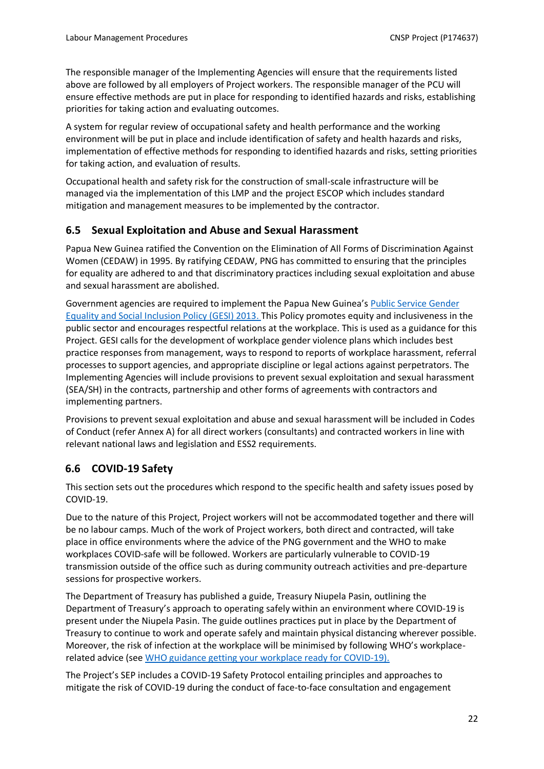The responsible manager of the Implementing Agencies will ensure that the requirements listed above are followed by all employers of Project workers. The responsible manager of the PCU will ensure effective methods are put in place for responding to identified hazards and risks, establishing priorities for taking action and evaluating outcomes.

A system for regular review of occupational safety and health performance and the working environment will be put in place and include identification of safety and health hazards and risks, implementation of effective methods for responding to identified hazards and risks, setting priorities for taking action, and evaluation of results.

Occupational health and safety risk for the construction of small-scale infrastructure will be managed via the implementation of this LMP and the project ESCOP which includes standard mitigation and management measures to be implemented by the contractor.

## 6.5 Sexual Exploitation and Abuse and Sexual Harassment

Papua New Guinea ratified the Convention on the Elimination of All Forms of Discrimination Against Women (CEDAW) in 1995. By ratifying CEDAW, PNG has committed to ensuring that the principles for equality are adhered to and that discriminatory practices including sexual exploitation and abuse and sexual harassment are abolished.

Government agencies are required to implement the Papua New Guinea's Public Service Gender Equality and Social Inclusion Policy (GESI) 2013. This Policy promotes equity and inclusiveness in the public sector and encourages respectful relations at the workplace. This is used as a guidance for this Project. GESI calls for the development of workplace gender violence plans which includes best practice responses from management, ways to respond to reports of workplace harassment, referral processes to support agencies, and appropriate discipline or legal actions against perpetrators. The Implementing Agencies will include provisions to prevent sexual exploitation and sexual harassment (SEA/SH) in the contracts, partnership and other forms of agreements with contractors and implementing partners.

Provisions to prevent sexual exploitation and abuse and sexual harassment will be included in Codes of Conduct (refer Annex A) for all direct workers (consultants) and contracted workers in line with relevant national laws and legislation and ESS2 requirements.

## 6.6 COVID-19 Safety

This section sets out the procedures which respond to the specific health and safety issues posed by COVID-19.

Due to the nature of this Project, Project workers will not be accommodated together and there will be no labour camps. Much of the work of Project workers, both direct and contracted, will take place in office environments where the advice of the PNG government and the WHO to make workplaces COVID-safe will be followed. Workers are particularly vulnerable to COVID-19 transmission outside of the office such as during community outreach activities and pre-departure sessions for prospective workers.

The Department of Treasury has published a guide, Treasury Niupela Pasin, outlining the Department of Treasury's approach to operating safely within an environment where COVID-19 is present under the Niupela Pasin. The guide outlines practices put in place by the Department of Treasury to continue to work and operate safely and maintain physical distancing wherever possible. Moreover, the risk of infection at the workplace will be minimised by following WHO's workplace-related advice (see WHO guidance getting your workplace ready for COVID-19).

The Project's SEP includes a COVID-19 Safety Protocol entailing principles and approaches to mitigate the risk of COVID-19 during the conduct of face-to-face consultation and engagement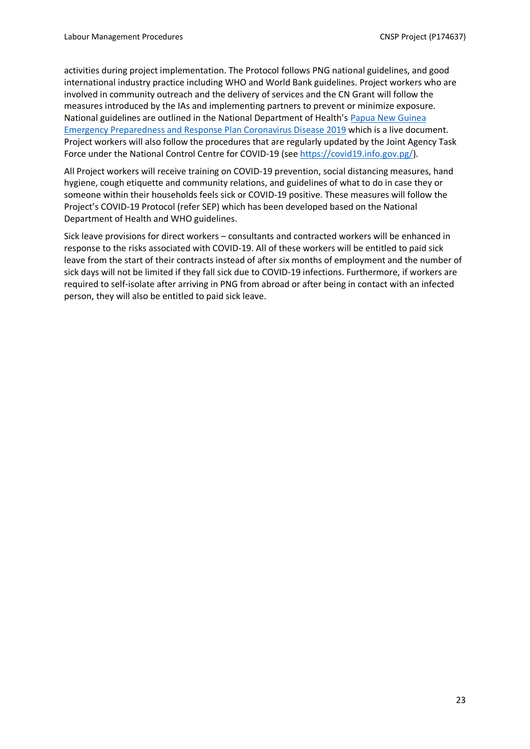activities during project implementation. The Protocol follows PNG national guidelines, and good international industry practice including WHO and World Bank guidelines. Project workers who are involved in community outreach and the delivery of services and the CN Grant will follow the measures introduced by the IAs and implementing partners to prevent or minimize exposure. National guidelines are outlined in the National Department of Health's [Papua New Guinea Emergency Preparedness and Response Plan Coronavirus Disease 2019]() which is a live document. Project workers will also follow the procedures that are regularly updated by the Joint Agency Task Force under the National Control Centre for COVID-19 (see [https://covid19.info.gov.pg/](https://covid19.info.gov.pg/)).

All Project workers will receive training on COVID-19 prevention, social distancing measures, hand hygiene, cough etiquette and community relations, and guidelines of what to do in case they or someone within their households feels sick or COVID-19 positive. These measures will follow the Project's COVID-19 Protocol (refer SEP) which has been developed based on the National Department of Health and WHO guidelines.

Sick leave provisions for direct workers – consultants and contracted workers will be enhanced in response to the risks associated with COVID-19. All of these workers will be entitled to paid sick leave from the start of their contracts instead of after six months of employment and the number of sick days will not be limited if they fall sick due to COVID-19 infections. Furthermore, if workers are required to self-isolate after arriving in PNG from abroad or after being in contact with an infected person, they will also be entitled to paid sick leave.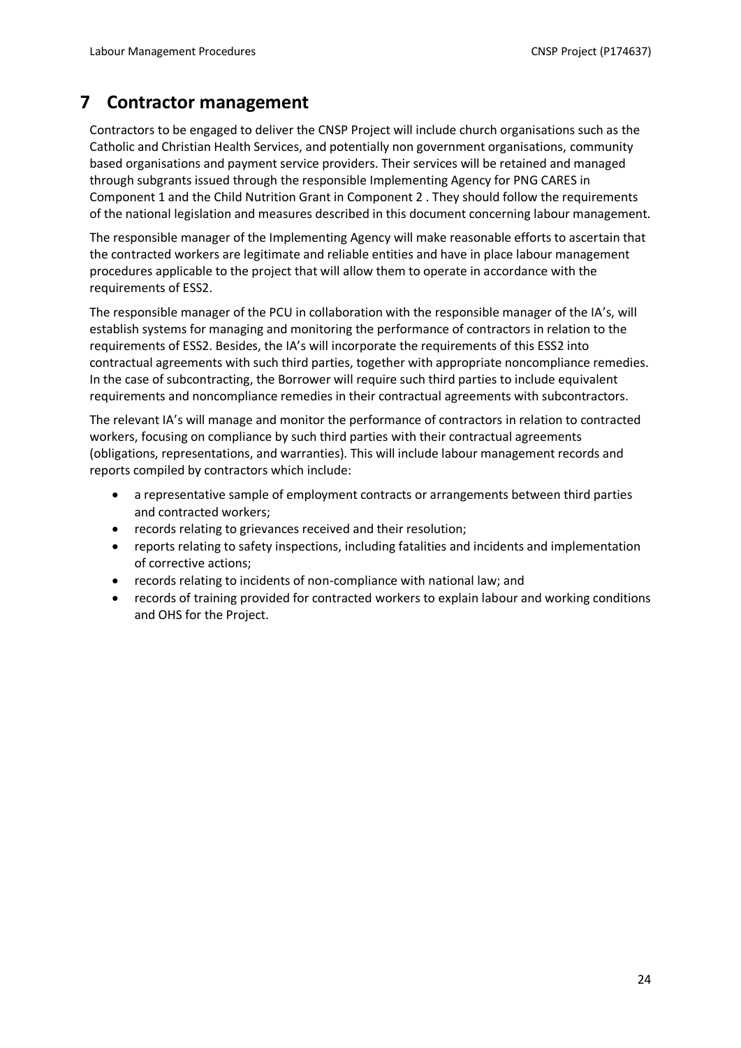# 7 Contractor management

Contractors to be engaged to deliver the CNSP Project will include church organisations such as the Catholic and Christian Health Services, and potentially non government organisations, community based organisations and payment service providers. Their services will be retained and managed through subgrants issued through the responsible Implementing Agency for PNG CARES in Component 1 and the Child Nutrition Grant in Component 2 . They should follow the requirements of the national legislation and measures described in this document concerning labour management.

The responsible manager of the Implementing Agency will make reasonable efforts to ascertain that the contracted workers are legitimate and reliable entities and have in place labour management procedures applicable to the project that will allow them to operate in accordance with the requirements of ESS2.

The responsible manager of the PCU in collaboration with the responsible manager of the IA's, will establish systems for managing and monitoring the performance of contractors in relation to the requirements of ESS2. Besides, the IA's will incorporate the requirements of this ESS2 into contractual agreements with such third parties, together with appropriate noncompliance remedies. In the case of subcontracting, the Borrower will require such third parties to include equivalent requirements and noncompliance remedies in their contractual agreements with subcontractors.

The relevant IA's will manage and monitor the performance of contractors in relation to contracted workers, focusing on compliance by such third parties with their contractual agreements (obligations, representations, and warranties). This will include labour management records and reports compiled by contractors which include:

- a representative sample of employment contracts or arrangements between third parties and contracted workers;
- records relating to grievances received and their resolution;
- reports relating to safety inspections, including fatalities and incidents and implementation of corrective actions;
- records relating to incidents of non-compliance with national law; and
- records of training provided for contracted workers to explain labour and working conditions and OHS for the Project.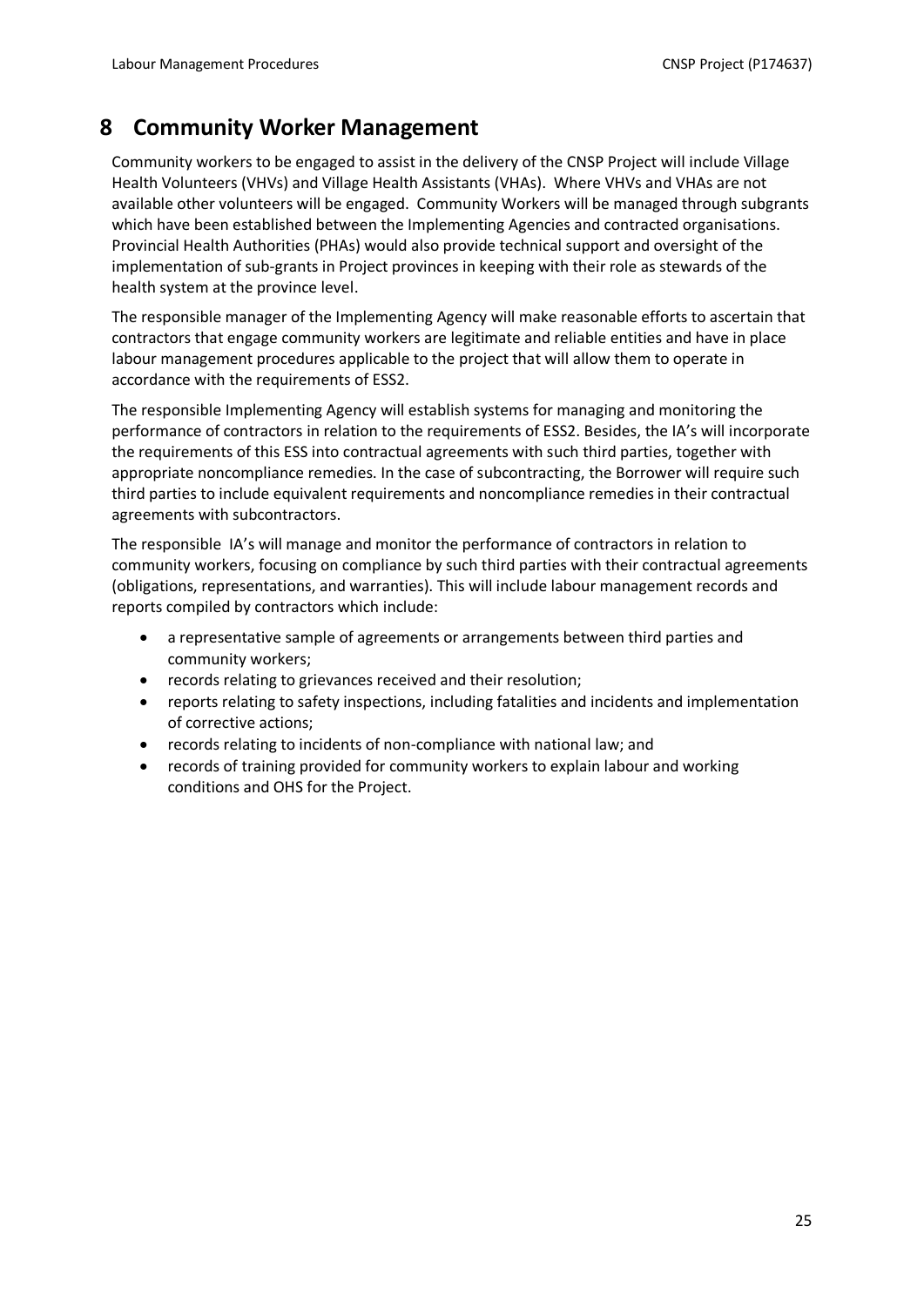# 8 Community Worker Management

Community workers to be engaged to assist in the delivery of the CNSP Project will include Village Health Volunteers (VHVs) and Village Health Assistants (VHAs). Where VHVs and VHAs are not available other volunteers will be engaged. Community Workers will be managed through subgrants which have been established between the Implementing Agencies and contracted organisations. Provincial Health Authorities (PHAs) would also provide technical support and oversight of the implementation of sub-grants in Project provinces in keeping with their role as stewards of the health system at the province level.

The responsible manager of the Implementing Agency will make reasonable efforts to ascertain that contractors that engage community workers are legitimate and reliable entities and have in place labour management procedures applicable to the project that will allow them to operate in accordance with the requirements of ESS2.

The responsible Implementing Agency will establish systems for managing and monitoring the performance of contractors in relation to the requirements of ESS2. Besides, the IA's will incorporate the requirements of this ESS into contractual agreements with such third parties, together with appropriate noncompliance remedies. In the case of subcontracting, the Borrower will require such third parties to include equivalent requirements and noncompliance remedies in their contractual agreements with subcontractors.

The responsible IA's will manage and monitor the performance of contractors in relation to community workers, focusing on compliance by such third parties with their contractual agreements (obligations, representations, and warranties). This will include labour management records and reports compiled by contractors which include:

- a representative sample of agreements or arrangements between third parties and community workers;
- records relating to grievances received and their resolution;
- reports relating to safety inspections, including fatalities and incidents and implementation of corrective actions;
- records relating to incidents of non-compliance with national law; and
- records of training provided for community workers to explain labour and working conditions and OHS for the Project.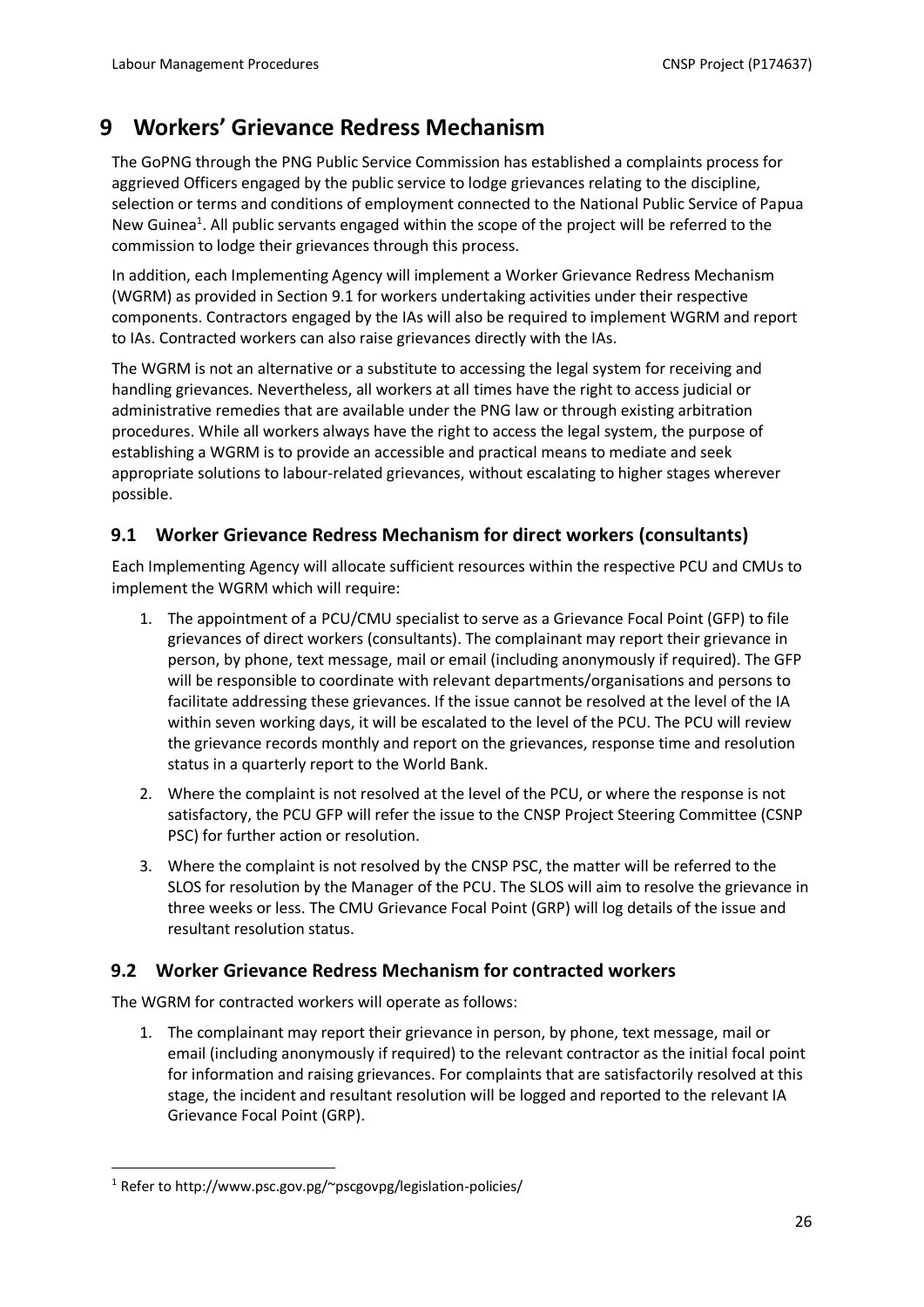# 9 Workers' Grievance Redress Mechanism

The GoPNG through the PNG Public Service Commission has established a complaints process for aggrieved Officers engaged by the public service to lodge grievances relating to the discipline, selection or terms and conditions of employment connected to the National Public Service of Papua New Guinea[1]. All public servants engaged within the scope of the project will be referred to the commission to lodge their grievances through this process.

In addition, each Implementing Agency will implement a Worker Grievance Redress Mechanism (WGRM) as provided in Section 9.1 for workers undertaking activities under their respective components. Contractors engaged by the IAs will also be required to implement WGRM and report to IAs. Contracted workers can also raise grievances directly with the IAs.

The WGRM is not an alternative or a substitute to accessing the legal system for receiving and handling grievances. Nevertheless, all workers at all times have the right to access judicial or administrative remedies that are available under the PNG law or through existing arbitration procedures. While all workers always have the right to access the legal system, the purpose of establishing a WGRM is to provide an accessible and practical means to mediate and seek appropriate solutions to labour-related grievances, without escalating to higher stages wherever possible.

## 9.1 Worker Grievance Redress Mechanism for direct workers (consultants)

Each Implementing Agency will allocate sufficient resources within the respective PCU and CMUs to implement the WGRM which will require:

1. The appointment of a PCU/CMU specialist to serve as a Grievance Focal Point (GFP) to file grievances of direct workers (consultants). The complainant may report their grievance in person, by phone, text message, mail or email (including anonymously if required). The GFP will be responsible to coordinate with relevant departments/organisations and persons to facilitate addressing these grievances. If the issue cannot be resolved at the level of the IA within seven working days, it will be escalated to the level of the PCU. The PCU will review the grievance records monthly and report on the grievances, response time and resolution status in a quarterly report to the World Bank.
2. Where the complaint is not resolved at the level of the PCU, or where the response is not satisfactory, the PCU GFP will refer the issue to the CNSP Project Steering Committee (CSNP PSC) for further action or resolution.
3. Where the complaint is not resolved by the CNSP PSC, the matter will be referred to the SLOS for resolution by the Manager of the PCU. The SLOS will aim to resolve the grievance in three weeks or less. The CMU Grievance Focal Point (GRP) will log details of the issue and resultant resolution status.

## 9.2 Worker Grievance Redress Mechanism for contracted workers

The WGRM for contracted workers will operate as follows:

1. The complainant may report their grievance in person, by phone, text message, mail or email (including anonymously if required) to the relevant contractor as the initial focal point for information and raising grievances. For complaints that are satisfactorily resolved at this stage, the incident and resultant resolution will be logged and reported to the relevant IA Grievance Focal Point (GRP).

[1] Refer to http://www.psc.gov.pg/~pscgovpg/legislation-policies/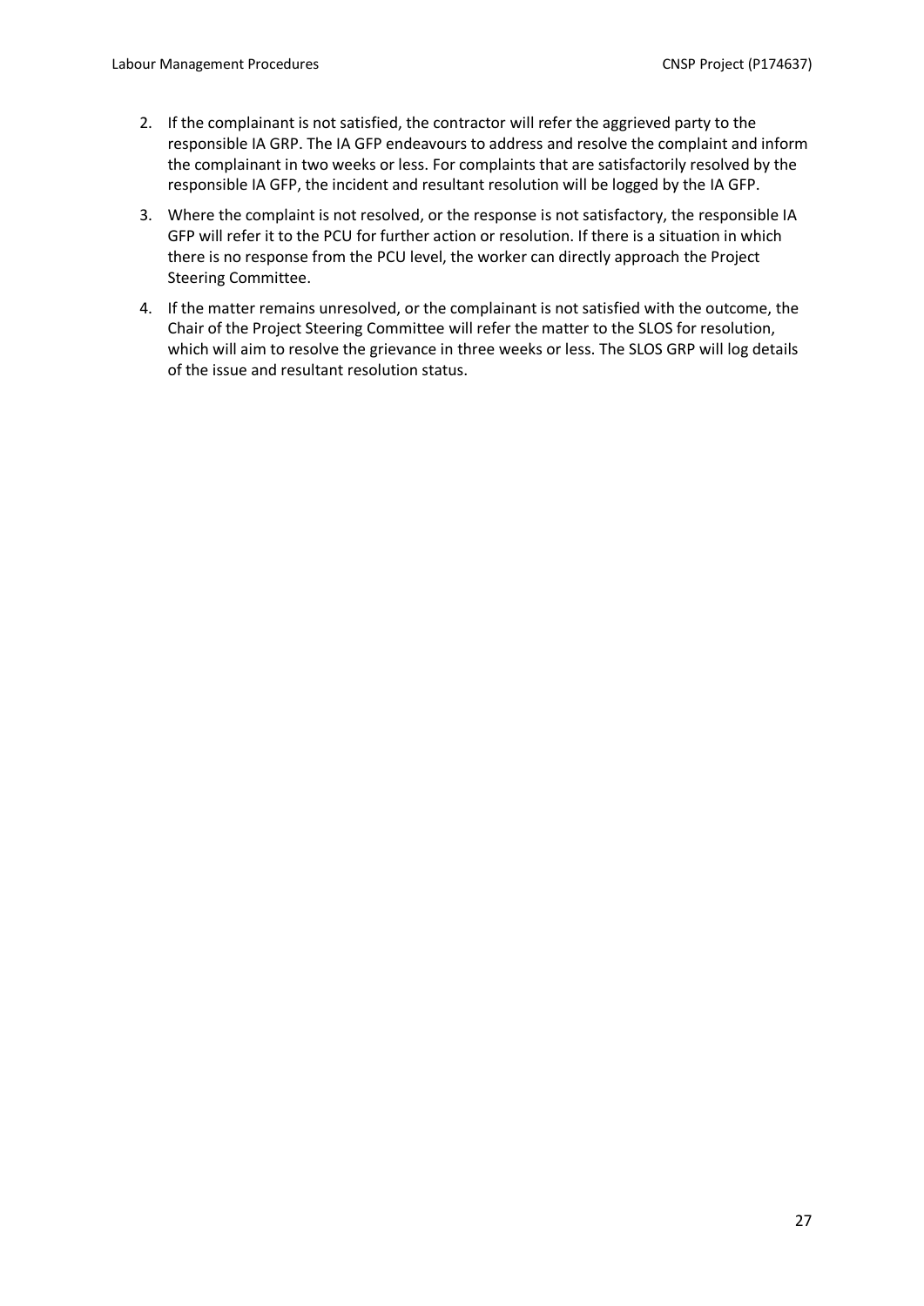2. If the complainant is not satisfied, the contractor will refer the aggrieved party to the responsible IA GRP. The IA GFP endeavours to address and resolve the complaint and inform the complainant in two weeks or less. For complaints that are satisfactorily resolved by the responsible IA GFP, the incident and resultant resolution will be logged by the IA GFP.
3. Where the complaint is not resolved, or the response is not satisfactory, the responsible IA GFP will refer it to the PCU for further action or resolution. If there is a situation in which there is no response from the PCU level, the worker can directly approach the Project Steering Committee.
4. If the matter remains unresolved, or the complainant is not satisfied with the outcome, the Chair of the Project Steering Committee will refer the matter to the SLOS for resolution, which will aim to resolve the grievance in three weeks or less. The SLOS GRP will log details of the issue and resultant resolution status.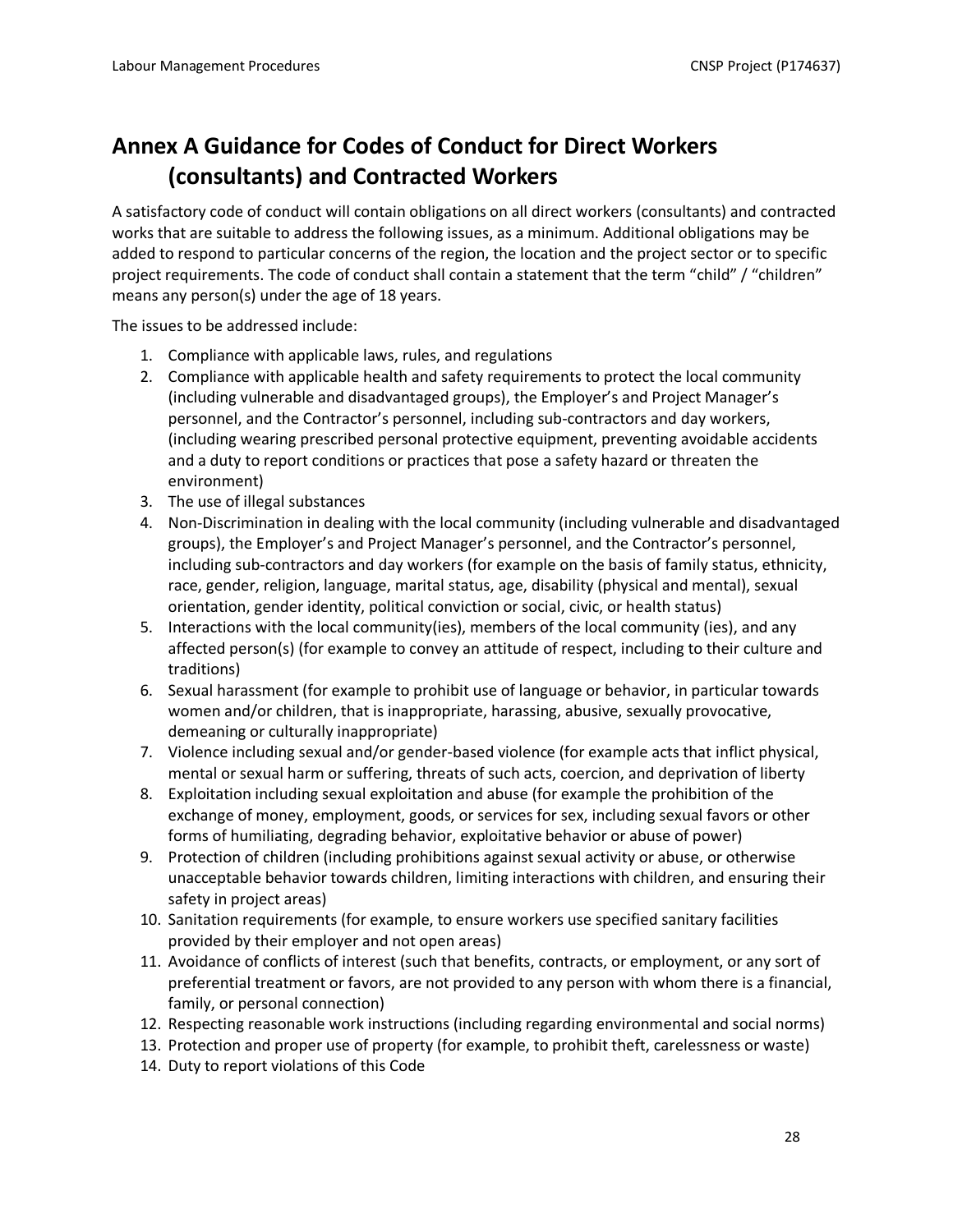# Annex A Guidance for Codes of Conduct for Direct Workers (consultants) and Contracted Workers

A satisfactory code of conduct will contain obligations on all direct workers (consultants) and contracted works that are suitable to address the following issues, as a minimum. Additional obligations may be added to respond to particular concerns of the region, the location and the project sector or to specific project requirements. The code of conduct shall contain a statement that the term "child" / "children" means any person(s) under the age of 18 years.

The issues to be addressed include:

1. Compliance with applicable laws, rules, and regulations
2. Compliance with applicable health and safety requirements to protect the local community (including vulnerable and disadvantaged groups), the Employer's and Project Manager's personnel, and the Contractor's personnel, including sub-contractors and day workers, (including wearing prescribed personal protective equipment, preventing avoidable accidents and a duty to report conditions or practices that pose a safety hazard or threaten the environment)
3. The use of illegal substances
4. Non-Discrimination in dealing with the local community (including vulnerable and disadvantaged groups), the Employer's and Project Manager's personnel, and the Contractor's personnel, including sub-contractors and day workers (for example on the basis of family status, ethnicity, race, gender, religion, language, marital status, age, disability (physical and mental), sexual orientation, gender identity, political conviction or social, civic, or health status)
5. Interactions with the local community(ies), members of the local community (ies), and any affected person(s) (for example to convey an attitude of respect, including to their culture and traditions)
6. Sexual harassment (for example to prohibit use of language or behavior, in particular towards women and/or children, that is inappropriate, harassing, abusive, sexually provocative, demeaning or culturally inappropriate)
7. Violence including sexual and/or gender-based violence (for example acts that inflict physical, mental or sexual harm or suffering, threats of such acts, coercion, and deprivation of liberty
8. Exploitation including sexual exploitation and abuse (for example the prohibition of the exchange of money, employment, goods, or services for sex, including sexual favors or other forms of humiliating, degrading behavior, exploitative behavior or abuse of power)
9. Protection of children (including prohibitions against sexual activity or abuse, or otherwise unacceptable behavior towards children, limiting interactions with children, and ensuring their safety in project areas)
10. Sanitation requirements (for example, to ensure workers use specified sanitary facilities provided by their employer and not open areas)
11. Avoidance of conflicts of interest (such that benefits, contracts, or employment, or any sort of preferential treatment or favors, are not provided to any person with whom there is a financial, family, or personal connection)
12. Respecting reasonable work instructions (including regarding environmental and social norms)
13. Protection and proper use of property (for example, to prohibit theft, carelessness or waste)
14. Duty to report violations of this Code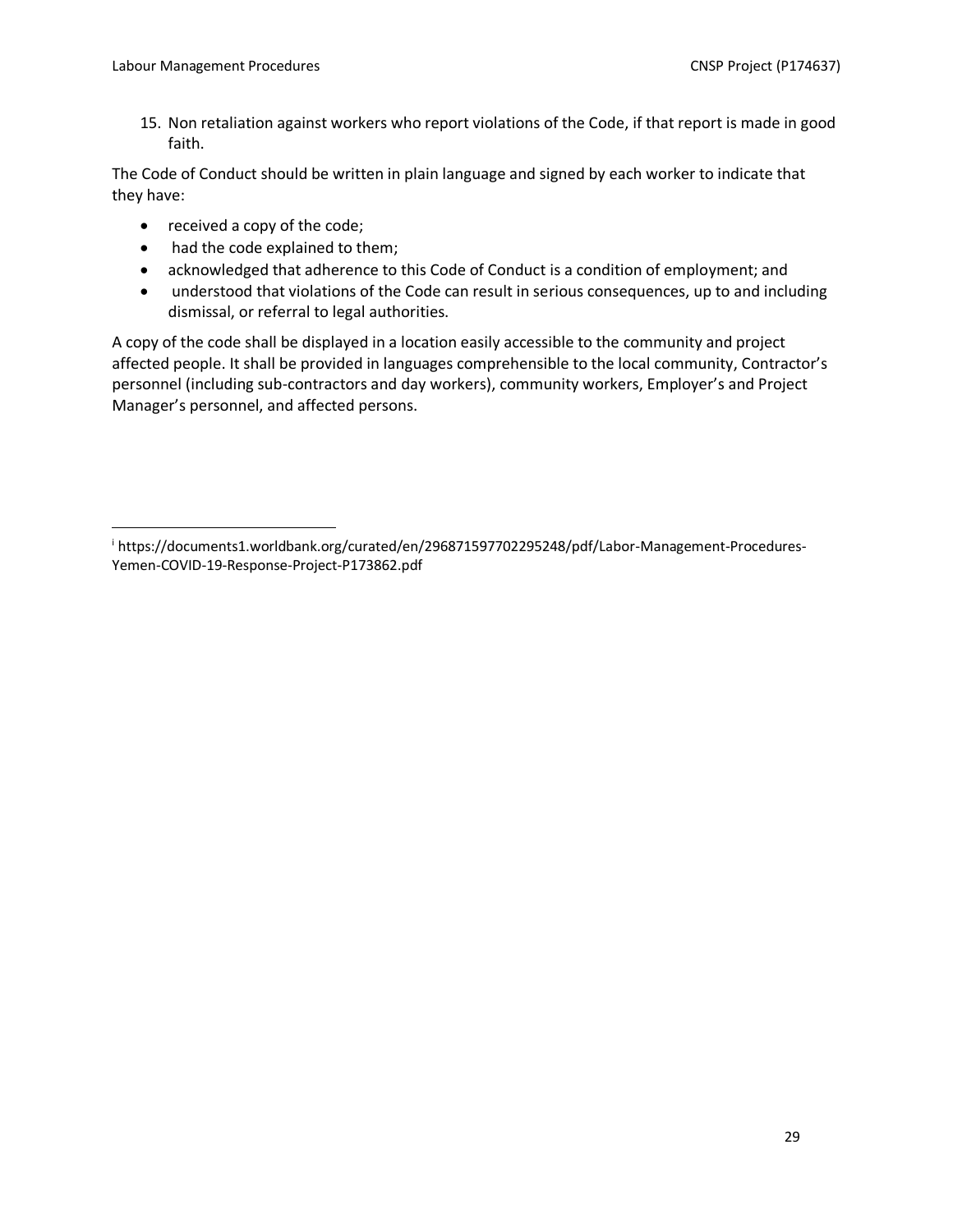15. Non retaliation against workers who report violations of the Code, if that report is made in good faith.

The Code of Conduct should be written in plain language and signed by each worker to indicate that they have:

- received a copy of the code;
- had the code explained to them;
- acknowledged that adherence to this Code of Conduct is a condition of employment; and
- understood that violations of the Code can result in serious consequences, up to and including dismissal, or referral to legal authorities.

A copy of the code shall be displayed in a location easily accessible to the community and project affected people. It shall be provided in languages comprehensible to the local community, Contractor's personnel (including sub-contractors and day workers), community workers, Employer's and Project Manager's personnel, and affected persons.

---

[i] https://documents1.worldbank.org/curated/en/296871597702295248/pdf/Labor-Management-Procedures-Yemen-COVID-19-Response-Project-P173862.pdf